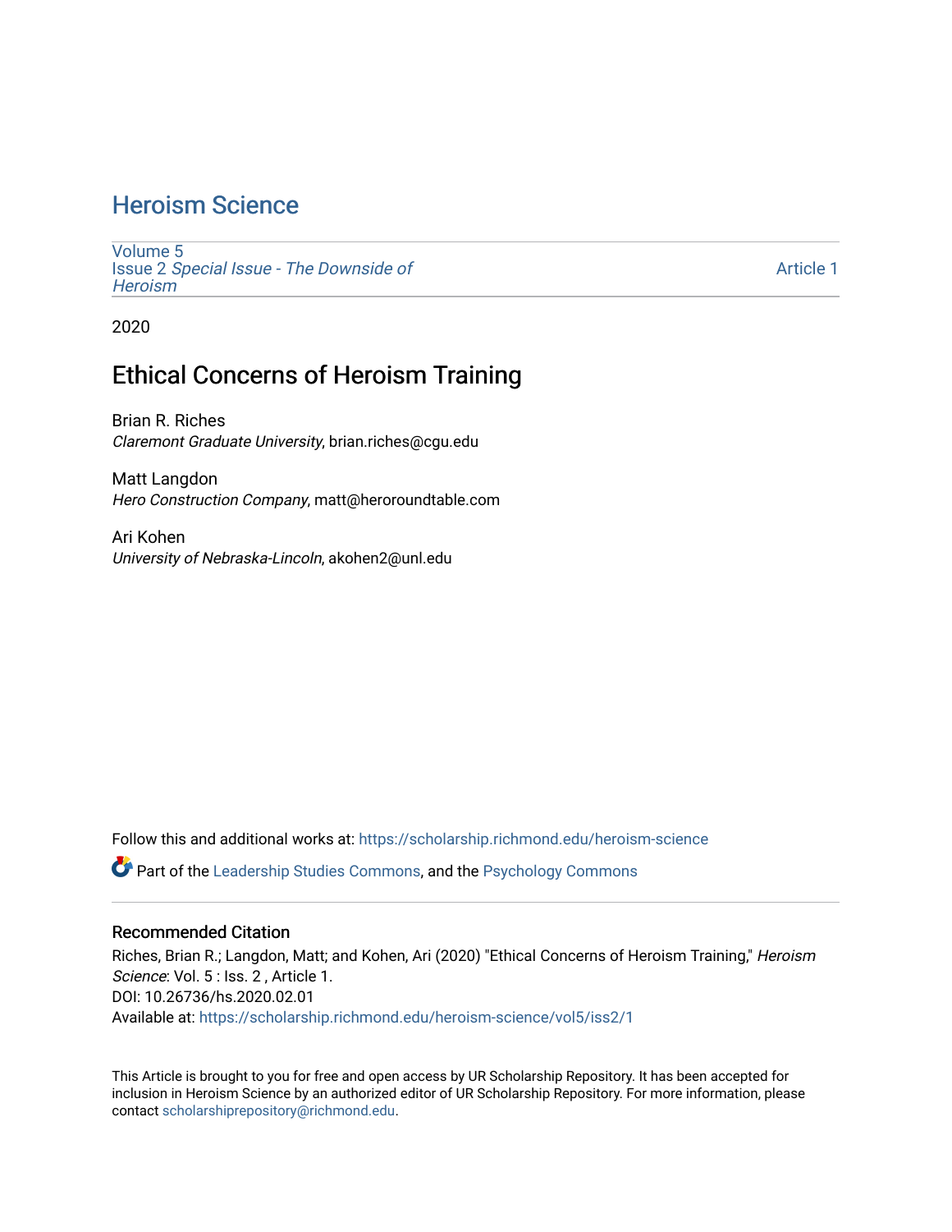# Heroism Science

Volume 5
Issue 2 *Special Issue - The Downside of Heroism*

Article 1

2020

## Ethical Concerns of Heroism Training

Brian R. Riches
*Claremont Graduate University*, brian.riches@cgu.edu

Matt Langdon
*Hero Construction Company*, matt@heroroundtable.com

Ari Kohen
*University of Nebraska-Lincoln*, akohen2@unl.edu

Follow this and additional works at: https://scholarship.richmond.edu/heroism-science

Part of the Leadership Studies Commons, and the Psychology Commons

### Recommended Citation

Riches, Brian R.; Langdon, Matt; and Kohen, Ari (2020) "Ethical Concerns of Heroism Training," *Heroism Science*: Vol. 5 : Iss. 2 , Article 1.
DOI: 10.26736/hs.2020.02.01
Available at: https://scholarship.richmond.edu/heroism-science/vol5/iss2/1

This Article is brought to you for free and open access by UR Scholarship Repository. It has been accepted for inclusion in Heroism Science by an authorized editor of UR Scholarship Repository. For more information, please contact scholarshiprepository@richmond.edu.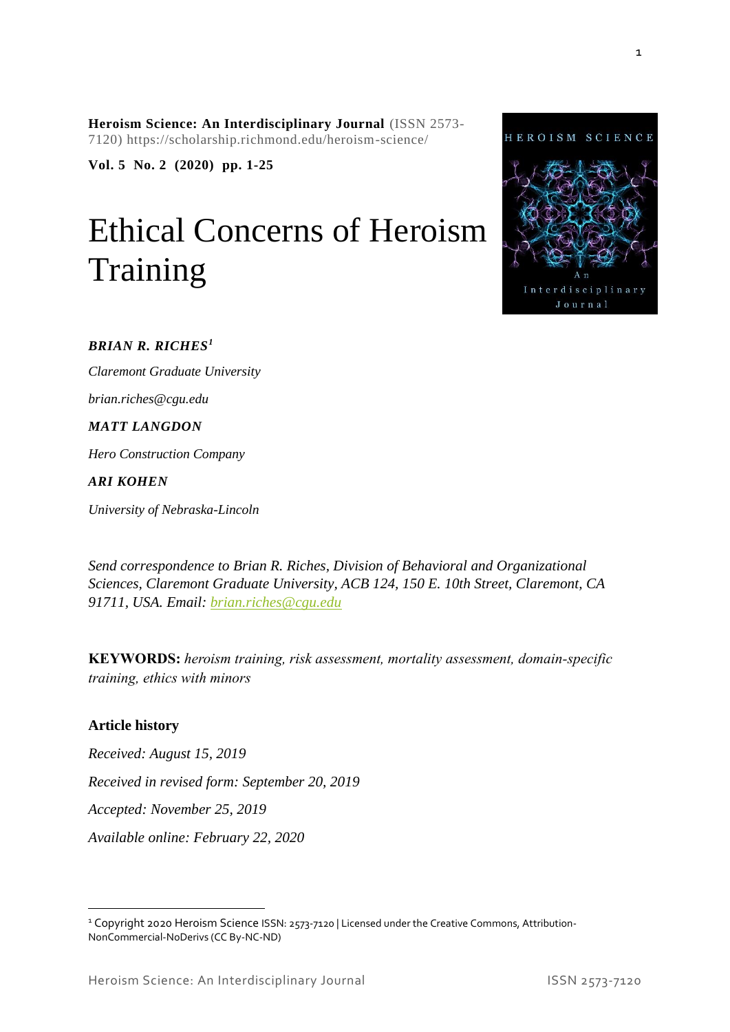**Heroism Science: An Interdisciplinary Journal** (ISSN 2573-7120) https://scholarship.richmond.edu/heroism-science/

**Vol. 5 No. 2 (2020) pp. 1-25**

# Ethical Concerns of Heroism Training

***BRIAN R. RICHES***[1]

*Claremont Graduate University*

*brian.riches@cgu.edu*

***MATT LANGDON***

*Hero Construction Company*

***ARI KOHEN***

*University of Nebraska-Lincoln*

*Send correspondence to Brian R. Riches, Division of Behavioral and Organizational Sciences, Claremont Graduate University, ACB 124, 150 E. 10th Street, Claremont, CA 91711, USA. Email: brian.riches@cgu.edu*

**KEYWORDS:** *heroism training, risk assessment, mortality assessment, domain-specific training, ethics with minors*

**Article history**

*Received: August 15, 2019*

*Received in revised form: September 20, 2019*

*Accepted: November 25, 2019*

*Available online: February 22, 2020*

[1] Copyright 2020 Heroism Science ISSN: 2573-7120 | Licensed under the Creative Commons, Attribution-NonCommercial-NoDerivs (CC By-NC-ND)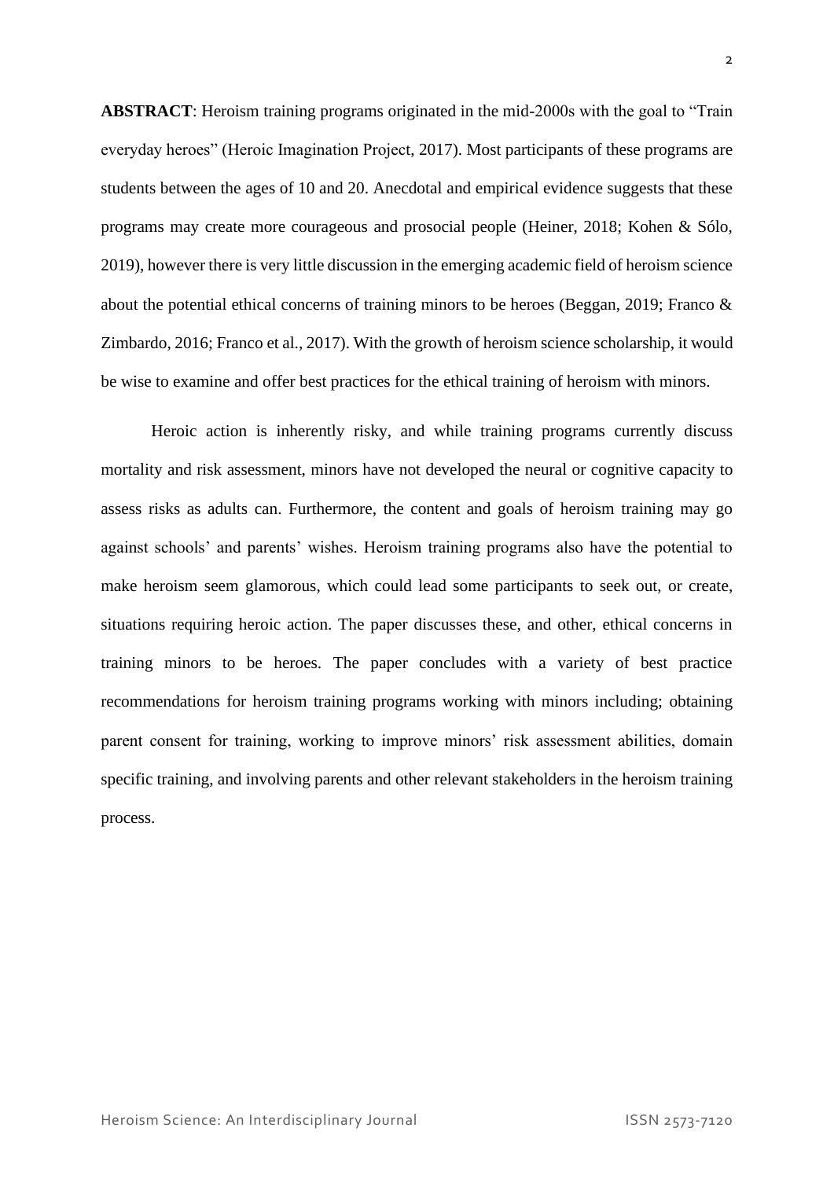**ABSTRACT**: Heroism training programs originated in the mid-2000s with the goal to "Train everyday heroes" (Heroic Imagination Project, 2017). Most participants of these programs are students between the ages of 10 and 20. Anecdotal and empirical evidence suggests that these programs may create more courageous and prosocial people (Heiner, 2018; Kohen & Sólo, 2019), however there is very little discussion in the emerging academic field of heroism science about the potential ethical concerns of training minors to be heroes (Beggan, 2019; Franco & Zimbardo, 2016; Franco et al., 2017). With the growth of heroism science scholarship, it would be wise to examine and offer best practices for the ethical training of heroism with minors.

Heroic action is inherently risky, and while training programs currently discuss mortality and risk assessment, minors have not developed the neural or cognitive capacity to assess risks as adults can. Furthermore, the content and goals of heroism training may go against schools' and parents' wishes. Heroism training programs also have the potential to make heroism seem glamorous, which could lead some participants to seek out, or create, situations requiring heroic action. The paper discusses these, and other, ethical concerns in training minors to be heroes. The paper concludes with a variety of best practice recommendations for heroism training programs working with minors including; obtaining parent consent for training, working to improve minors' risk assessment abilities, domain specific training, and involving parents and other relevant stakeholders in the heroism training process.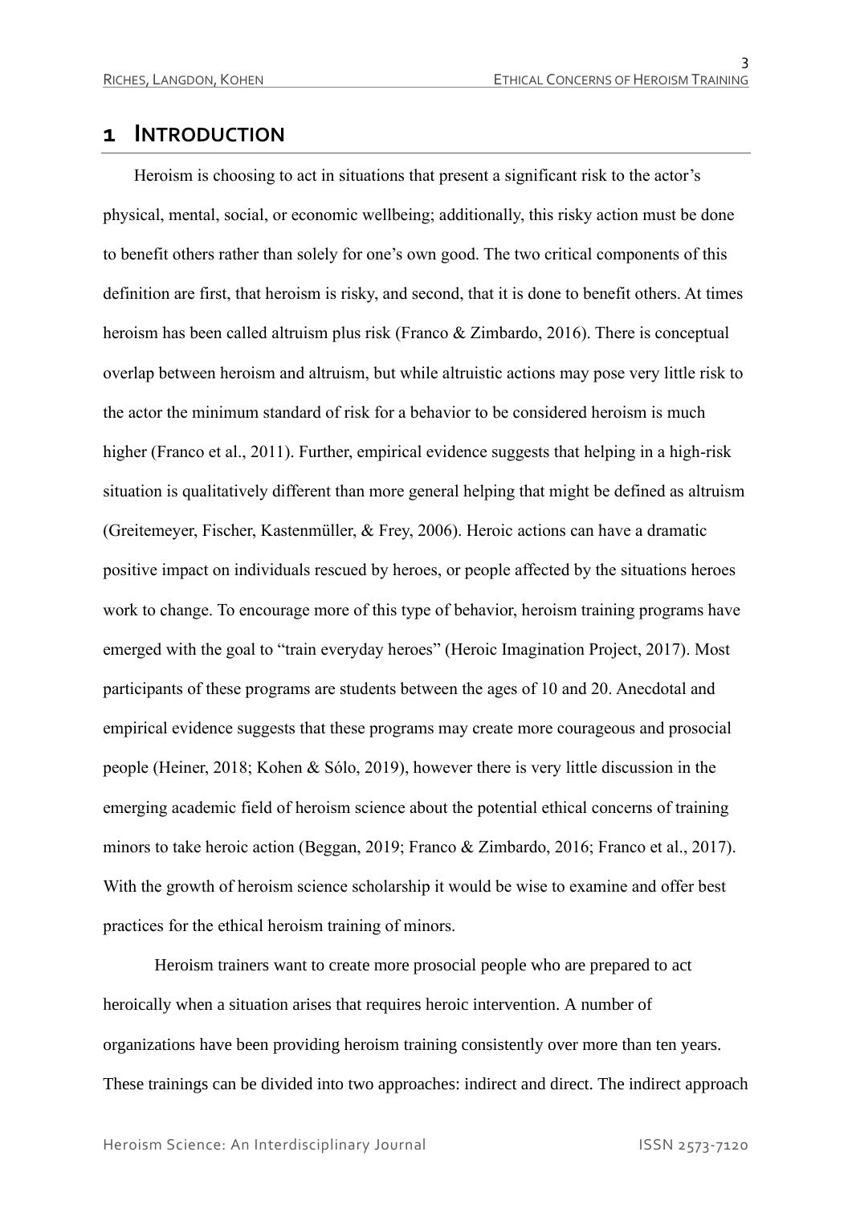## 1 INTRODUCTION

Heroism is choosing to act in situations that present a significant risk to the actor's physical, mental, social, or economic wellbeing; additionally, this risky action must be done to benefit others rather than solely for one's own good. The two critical components of this definition are first, that heroism is risky, and second, that it is done to benefit others. At times heroism has been called altruism plus risk (Franco & Zimbardo, 2016). There is conceptual overlap between heroism and altruism, but while altruistic actions may pose very little risk to the actor the minimum standard of risk for a behavior to be considered heroism is much higher (Franco et al., 2011). Further, empirical evidence suggests that helping in a high-risk situation is qualitatively different than more general helping that might be defined as altruism (Greitemeyer, Fischer, Kastenmüller, & Frey, 2006). Heroic actions can have a dramatic positive impact on individuals rescued by heroes, or people affected by the situations heroes work to change. To encourage more of this type of behavior, heroism training programs have emerged with the goal to "train everyday heroes" (Heroic Imagination Project, 2017). Most participants of these programs are students between the ages of 10 and 20. Anecdotal and empirical evidence suggests that these programs may create more courageous and prosocial people (Heiner, 2018; Kohen & Sólo, 2019), however there is very little discussion in the emerging academic field of heroism science about the potential ethical concerns of training minors to take heroic action (Beggan, 2019; Franco & Zimbardo, 2016; Franco et al., 2017). With the growth of heroism science scholarship it would be wise to examine and offer best practices for the ethical heroism training of minors.

Heroism trainers want to create more prosocial people who are prepared to act heroically when a situation arises that requires heroic intervention. A number of organizations have been providing heroism training consistently over more than ten years. These trainings can be divided into two approaches: indirect and direct. The indirect approach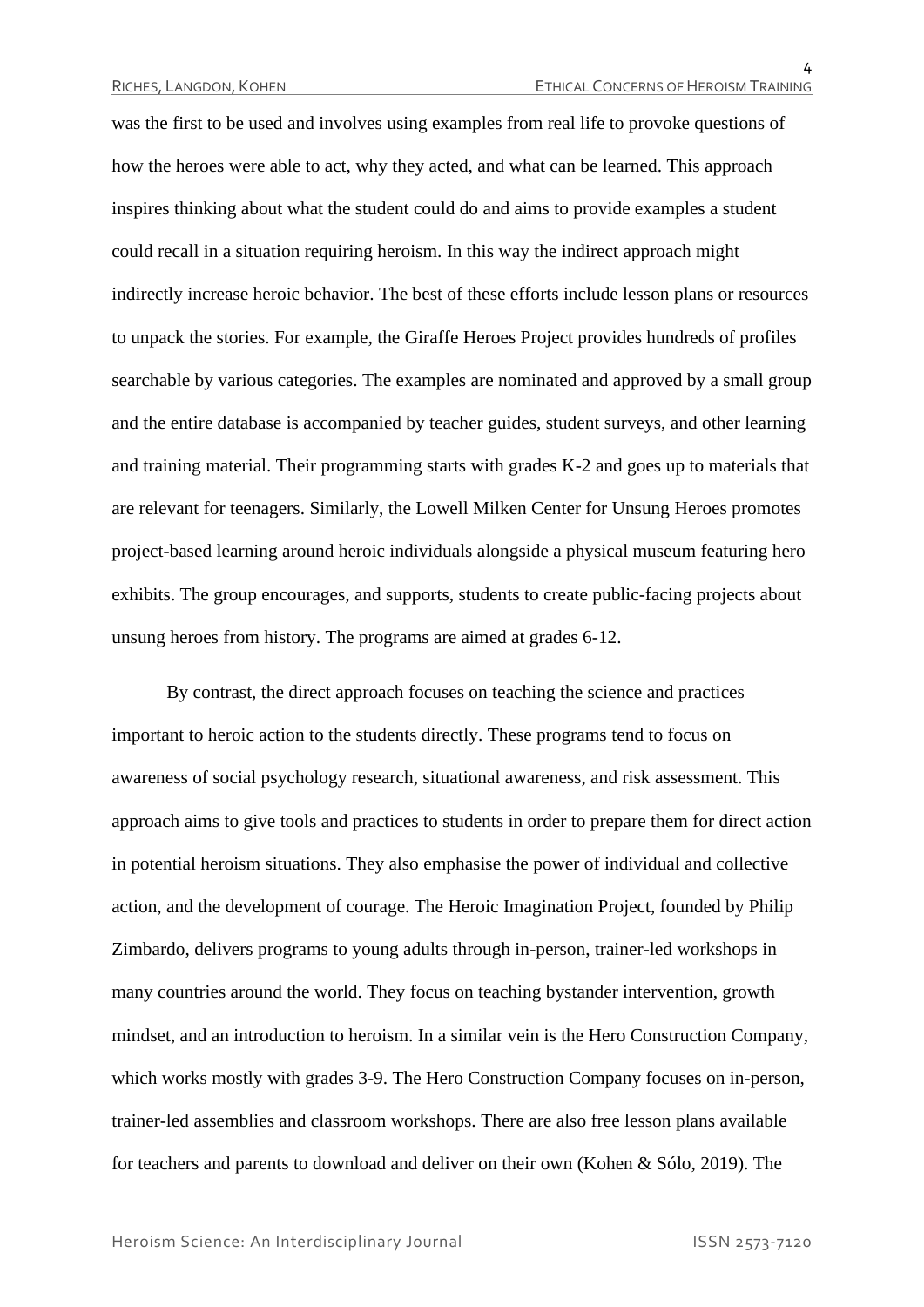was the first to be used and involves using examples from real life to provoke questions of how the heroes were able to act, why they acted, and what can be learned. This approach inspires thinking about what the student could do and aims to provide examples a student could recall in a situation requiring heroism. In this way the indirect approach might indirectly increase heroic behavior. The best of these efforts include lesson plans or resources to unpack the stories. For example, the Giraffe Heroes Project provides hundreds of profiles searchable by various categories. The examples are nominated and approved by a small group and the entire database is accompanied by teacher guides, student surveys, and other learning and training material. Their programming starts with grades K-2 and goes up to materials that are relevant for teenagers. Similarly, the Lowell Milken Center for Unsung Heroes promotes project-based learning around heroic individuals alongside a physical museum featuring hero exhibits. The group encourages, and supports, students to create public-facing projects about unsung heroes from history. The programs are aimed at grades 6-12.

By contrast, the direct approach focuses on teaching the science and practices important to heroic action to the students directly. These programs tend to focus on awareness of social psychology research, situational awareness, and risk assessment. This approach aims to give tools and practices to students in order to prepare them for direct action in potential heroism situations. They also emphasise the power of individual and collective action, and the development of courage. The Heroic Imagination Project, founded by Philip Zimbardo, delivers programs to young adults through in-person, trainer-led workshops in many countries around the world. They focus on teaching bystander intervention, growth mindset, and an introduction to heroism. In a similar vein is the Hero Construction Company, which works mostly with grades 3-9. The Hero Construction Company focuses on in-person, trainer-led assemblies and classroom workshops. There are also free lesson plans available for teachers and parents to download and deliver on their own (Kohen & Sólo, 2019). The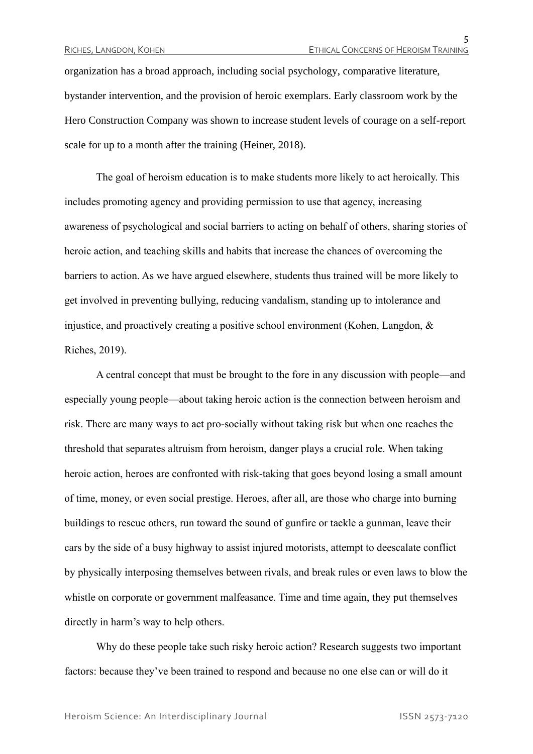organization has a broad approach, including social psychology, comparative literature, bystander intervention, and the provision of heroic exemplars. Early classroom work by the Hero Construction Company was shown to increase student levels of courage on a self-report scale for up to a month after the training (Heiner, 2018).

The goal of heroism education is to make students more likely to act heroically. This includes promoting agency and providing permission to use that agency, increasing awareness of psychological and social barriers to acting on behalf of others, sharing stories of heroic action, and teaching skills and habits that increase the chances of overcoming the barriers to action. As we have argued elsewhere, students thus trained will be more likely to get involved in preventing bullying, reducing vandalism, standing up to intolerance and injustice, and proactively creating a positive school environment (Kohen, Langdon, & Riches, 2019).

A central concept that must be brought to the fore in any discussion with people—and especially young people—about taking heroic action is the connection between heroism and risk. There are many ways to act pro-socially without taking risk but when one reaches the threshold that separates altruism from heroism, danger plays a crucial role. When taking heroic action, heroes are confronted with risk-taking that goes beyond losing a small amount of time, money, or even social prestige. Heroes, after all, are those who charge into burning buildings to rescue others, run toward the sound of gunfire or tackle a gunman, leave their cars by the side of a busy highway to assist injured motorists, attempt to deescalate conflict by physically interposing themselves between rivals, and break rules or even laws to blow the whistle on corporate or government malfeasance. Time and time again, they put themselves directly in harm's way to help others.

Why do these people take such risky heroic action? Research suggests two important factors: because they've been trained to respond and because no one else can or will do it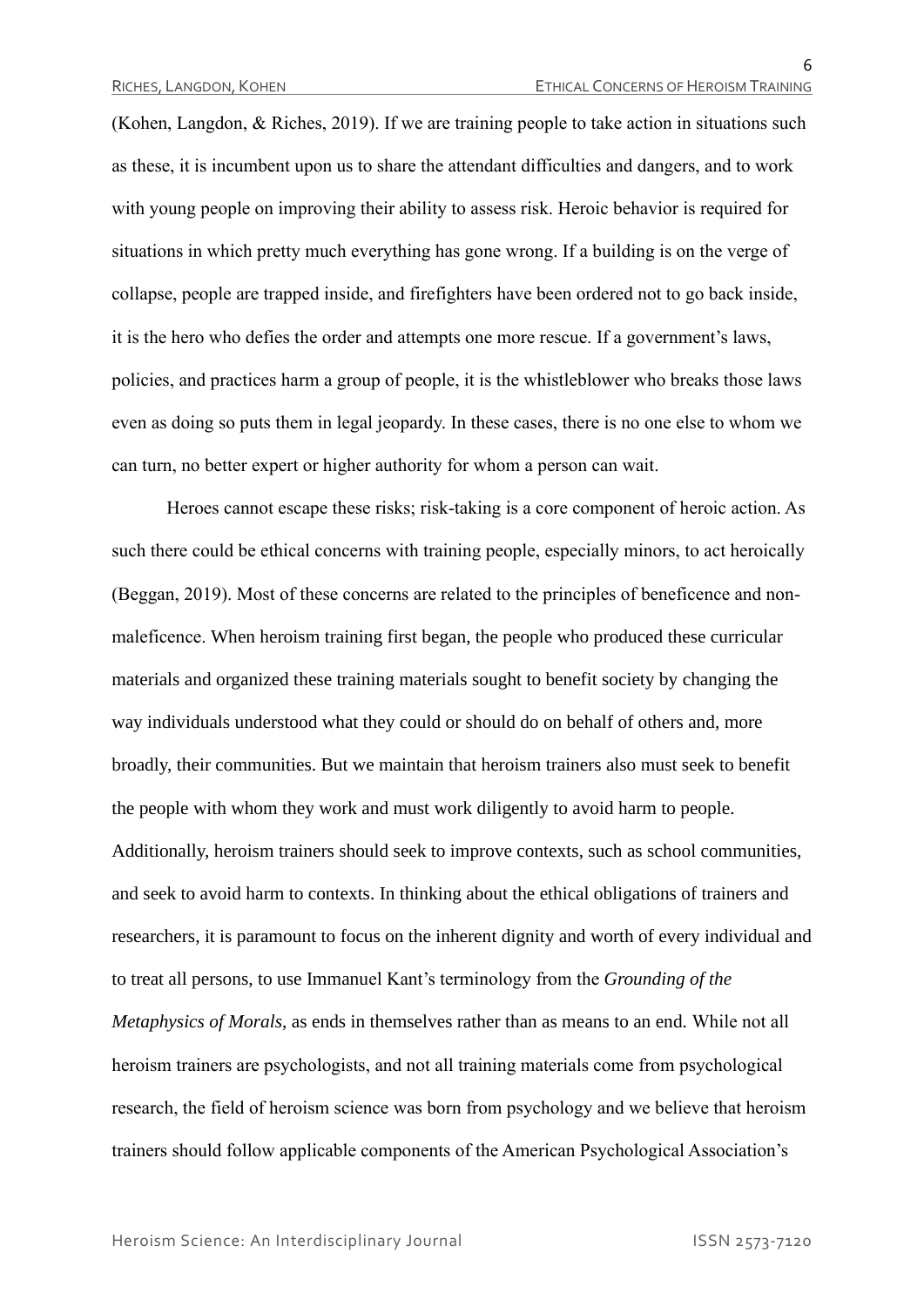(Kohen, Langdon, & Riches, 2019). If we are training people to take action in situations such as these, it is incumbent upon us to share the attendant difficulties and dangers, and to work with young people on improving their ability to assess risk. Heroic behavior is required for situations in which pretty much everything has gone wrong. If a building is on the verge of collapse, people are trapped inside, and firefighters have been ordered not to go back inside, it is the hero who defies the order and attempts one more rescue. If a government's laws, policies, and practices harm a group of people, it is the whistleblower who breaks those laws even as doing so puts them in legal jeopardy. In these cases, there is no one else to whom we can turn, no better expert or higher authority for whom a person can wait.

Heroes cannot escape these risks; risk-taking is a core component of heroic action. As such there could be ethical concerns with training people, especially minors, to act heroically (Beggan, 2019). Most of these concerns are related to the principles of beneficence and non-maleficence. When heroism training first began, the people who produced these curricular materials and organized these training materials sought to benefit society by changing the way individuals understood what they could or should do on behalf of others and, more broadly, their communities. But we maintain that heroism trainers also must seek to benefit the people with whom they work and must work diligently to avoid harm to people. Additionally, heroism trainers should seek to improve contexts, such as school communities, and seek to avoid harm to contexts. In thinking about the ethical obligations of trainers and researchers, it is paramount to focus on the inherent dignity and worth of every individual and to treat all persons, to use Immanuel Kant's terminology from the *Grounding of the Metaphysics of Morals*, as ends in themselves rather than as means to an end. While not all heroism trainers are psychologists, and not all training materials come from psychological research, the field of heroism science was born from psychology and we believe that heroism trainers should follow applicable components of the American Psychological Association's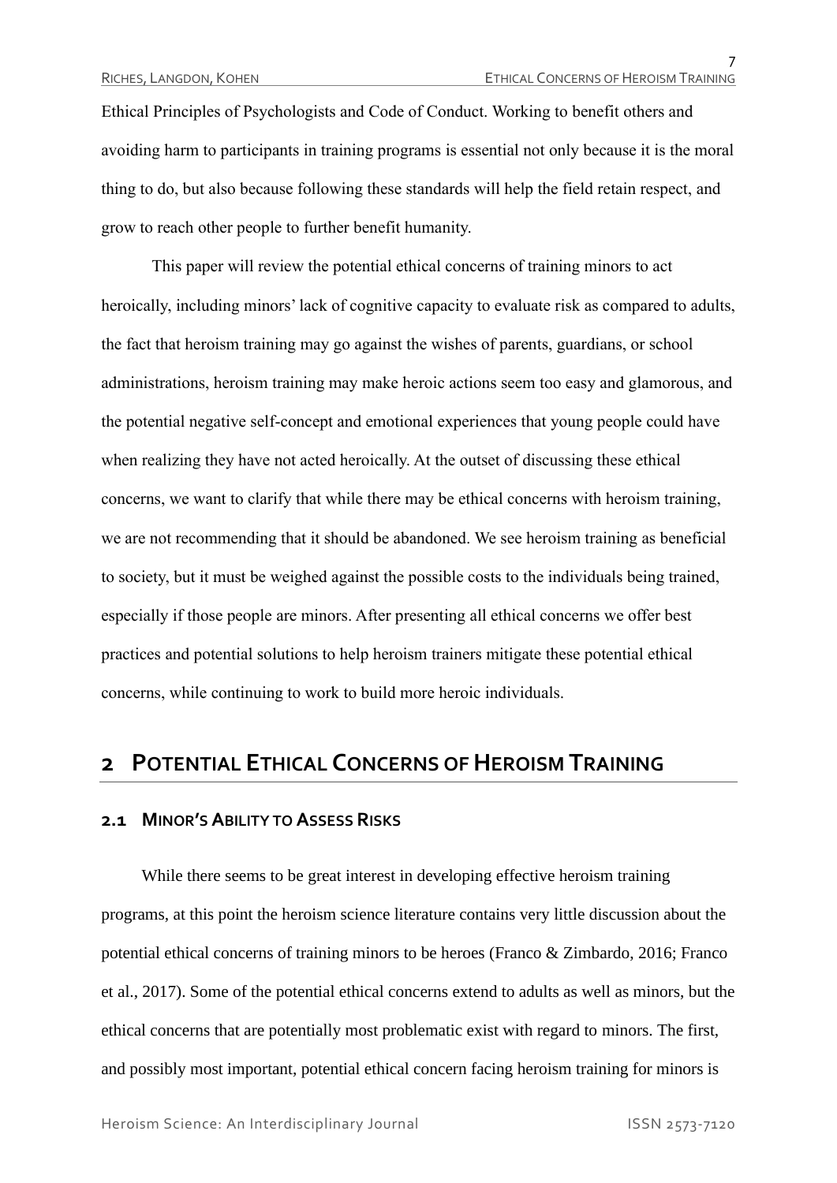Ethical Principles of Psychologists and Code of Conduct. Working to benefit others and avoiding harm to participants in training programs is essential not only because it is the moral thing to do, but also because following these standards will help the field retain respect, and grow to reach other people to further benefit humanity.

This paper will review the potential ethical concerns of training minors to act heroically, including minors' lack of cognitive capacity to evaluate risk as compared to adults, the fact that heroism training may go against the wishes of parents, guardians, or school administrations, heroism training may make heroic actions seem too easy and glamorous, and the potential negative self-concept and emotional experiences that young people could have when realizing they have not acted heroically. At the outset of discussing these ethical concerns, we want to clarify that while there may be ethical concerns with heroism training, we are not recommending that it should be abandoned. We see heroism training as beneficial to society, but it must be weighed against the possible costs to the individuals being trained, especially if those people are minors. After presenting all ethical concerns we offer best practices and potential solutions to help heroism trainers mitigate these potential ethical concerns, while continuing to work to build more heroic individuals.

# 2 Potential Ethical Concerns of Heroism Training

## 2.1 Minor's Ability to Assess Risks

While there seems to be great interest in developing effective heroism training programs, at this point the heroism science literature contains very little discussion about the potential ethical concerns of training minors to be heroes (Franco & Zimbardo, 2016; Franco et al., 2017). Some of the potential ethical concerns extend to adults as well as minors, but the ethical concerns that are potentially most problematic exist with regard to minors. The first, and possibly most important, potential ethical concern facing heroism training for minors is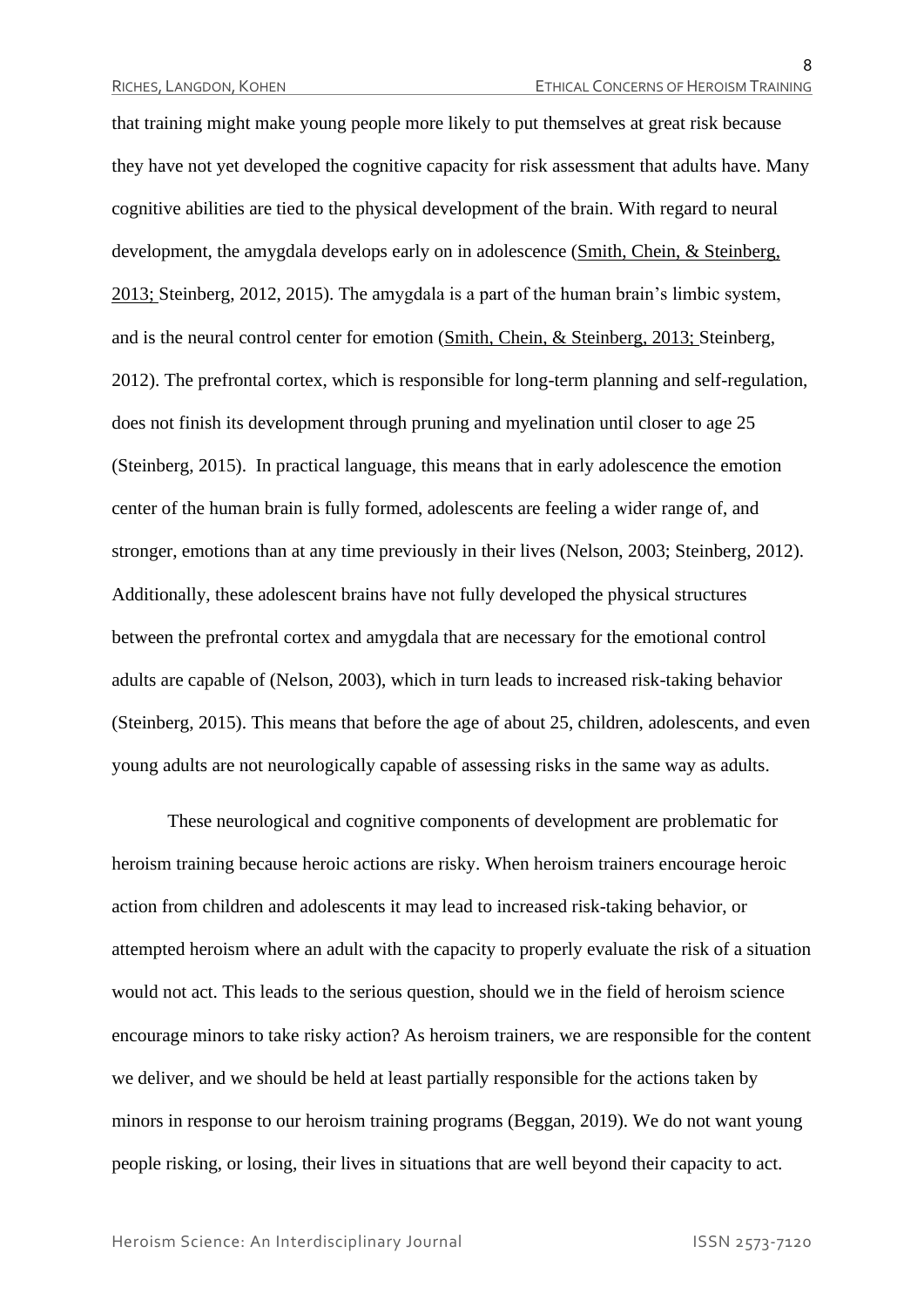that training might make young people more likely to put themselves at great risk because they have not yet developed the cognitive capacity for risk assessment that adults have. Many cognitive abilities are tied to the physical development of the brain. With regard to neural development, the amygdala develops early on in adolescence (Smith, Chein, & Steinberg, 2013; Steinberg, 2012, 2015). The amygdala is a part of the human brain's limbic system, and is the neural control center for emotion (Smith, Chein, & Steinberg, 2013; Steinberg, 2012). The prefrontal cortex, which is responsible for long-term planning and self-regulation, does not finish its development through pruning and myelination until closer to age 25 (Steinberg, 2015). In practical language, this means that in early adolescence the emotion center of the human brain is fully formed, adolescents are feeling a wider range of, and stronger, emotions than at any time previously in their lives (Nelson, 2003; Steinberg, 2012). Additionally, these adolescent brains have not fully developed the physical structures between the prefrontal cortex and amygdala that are necessary for the emotional control adults are capable of (Nelson, 2003), which in turn leads to increased risk-taking behavior (Steinberg, 2015). This means that before the age of about 25, children, adolescents, and even young adults are not neurologically capable of assessing risks in the same way as adults.

These neurological and cognitive components of development are problematic for heroism training because heroic actions are risky. When heroism trainers encourage heroic action from children and adolescents it may lead to increased risk-taking behavior, or attempted heroism where an adult with the capacity to properly evaluate the risk of a situation would not act. This leads to the serious question, should we in the field of heroism science encourage minors to take risky action? As heroism trainers, we are responsible for the content we deliver, and we should be held at least partially responsible for the actions taken by minors in response to our heroism training programs (Beggan, 2019). We do not want young people risking, or losing, their lives in situations that are well beyond their capacity to act.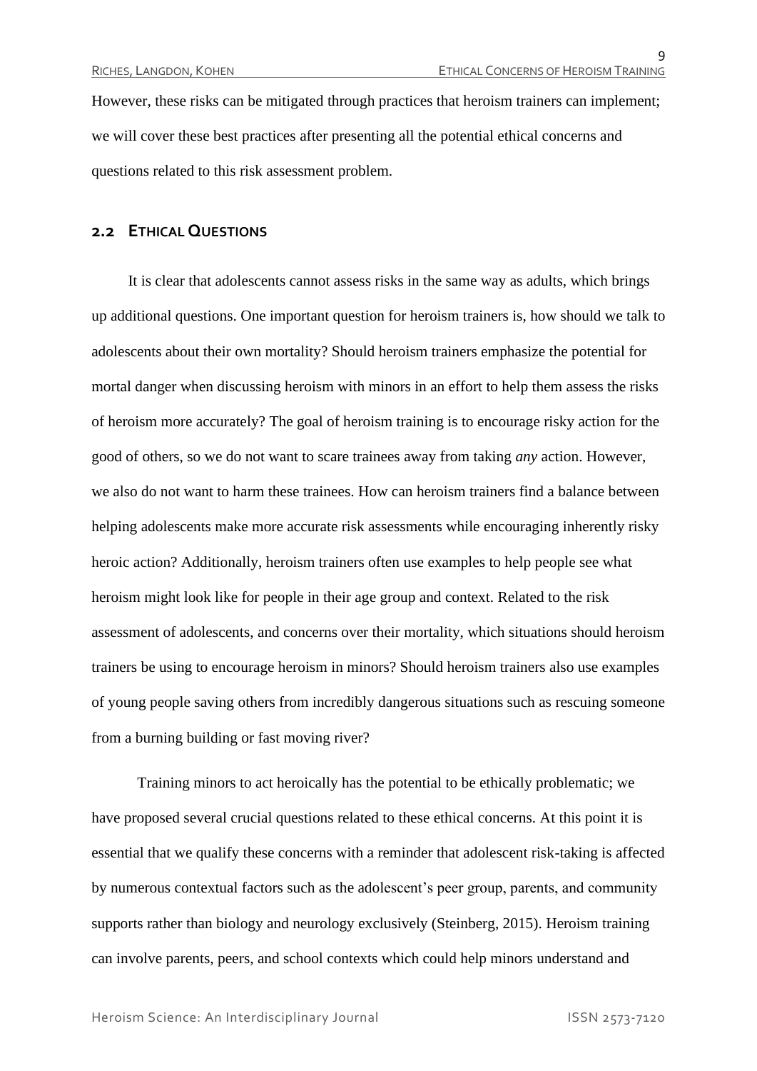However, these risks can be mitigated through practices that heroism trainers can implement; we will cover these best practices after presenting all the potential ethical concerns and questions related to this risk assessment problem.

## 2.2 Ethical Questions

It is clear that adolescents cannot assess risks in the same way as adults, which brings up additional questions. One important question for heroism trainers is, how should we talk to adolescents about their own mortality? Should heroism trainers emphasize the potential for mortal danger when discussing heroism with minors in an effort to help them assess the risks of heroism more accurately? The goal of heroism training is to encourage risky action for the good of others, so we do not want to scare trainees away from taking *any* action. However, we also do not want to harm these trainees. How can heroism trainers find a balance between helping adolescents make more accurate risk assessments while encouraging inherently risky heroic action? Additionally, heroism trainers often use examples to help people see what heroism might look like for people in their age group and context. Related to the risk assessment of adolescents, and concerns over their mortality, which situations should heroism trainers be using to encourage heroism in minors? Should heroism trainers also use examples of young people saving others from incredibly dangerous situations such as rescuing someone from a burning building or fast moving river?

Training minors to act heroically has the potential to be ethically problematic; we have proposed several crucial questions related to these ethical concerns. At this point it is essential that we qualify these concerns with a reminder that adolescent risk-taking is affected by numerous contextual factors such as the adolescent's peer group, parents, and community supports rather than biology and neurology exclusively (Steinberg, 2015). Heroism training can involve parents, peers, and school contexts which could help minors understand and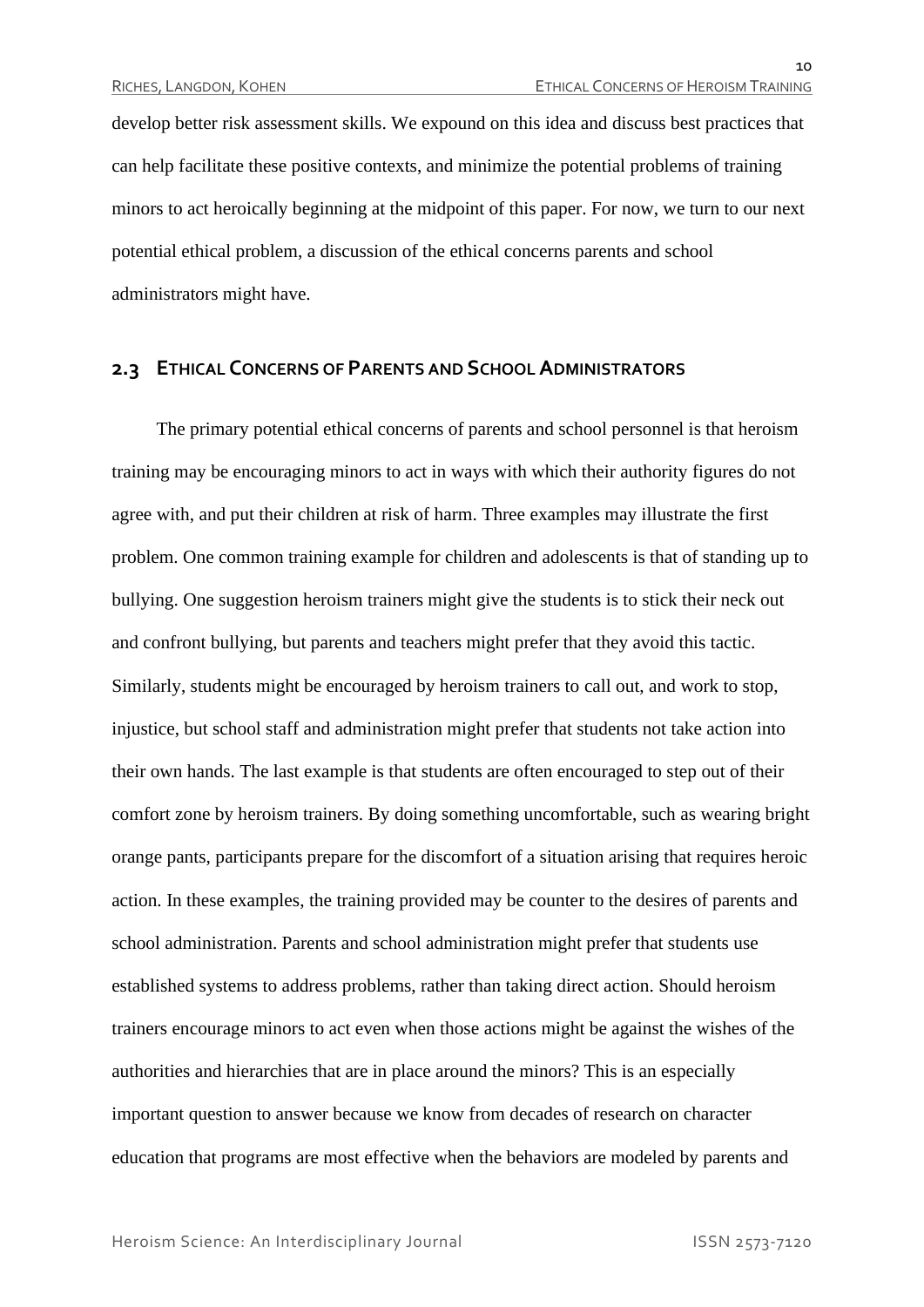develop better risk assessment skills. We expound on this idea and discuss best practices that can help facilitate these positive contexts, and minimize the potential problems of training minors to act heroically beginning at the midpoint of this paper. For now, we turn to our next potential ethical problem, a discussion of the ethical concerns parents and school administrators might have.

## 2.3 Ethical Concerns of Parents and School Administrators

The primary potential ethical concerns of parents and school personnel is that heroism training may be encouraging minors to act in ways with which their authority figures do not agree with, and put their children at risk of harm. Three examples may illustrate the first problem. One common training example for children and adolescents is that of standing up to bullying. One suggestion heroism trainers might give the students is to stick their neck out and confront bullying, but parents and teachers might prefer that they avoid this tactic. Similarly, students might be encouraged by heroism trainers to call out, and work to stop, injustice, but school staff and administration might prefer that students not take action into their own hands. The last example is that students are often encouraged to step out of their comfort zone by heroism trainers. By doing something uncomfortable, such as wearing bright orange pants, participants prepare for the discomfort of a situation arising that requires heroic action. In these examples, the training provided may be counter to the desires of parents and school administration. Parents and school administration might prefer that students use established systems to address problems, rather than taking direct action. Should heroism trainers encourage minors to act even when those actions might be against the wishes of the authorities and hierarchies that are in place around the minors? This is an especially important question to answer because we know from decades of research on character education that programs are most effective when the behaviors are modeled by parents and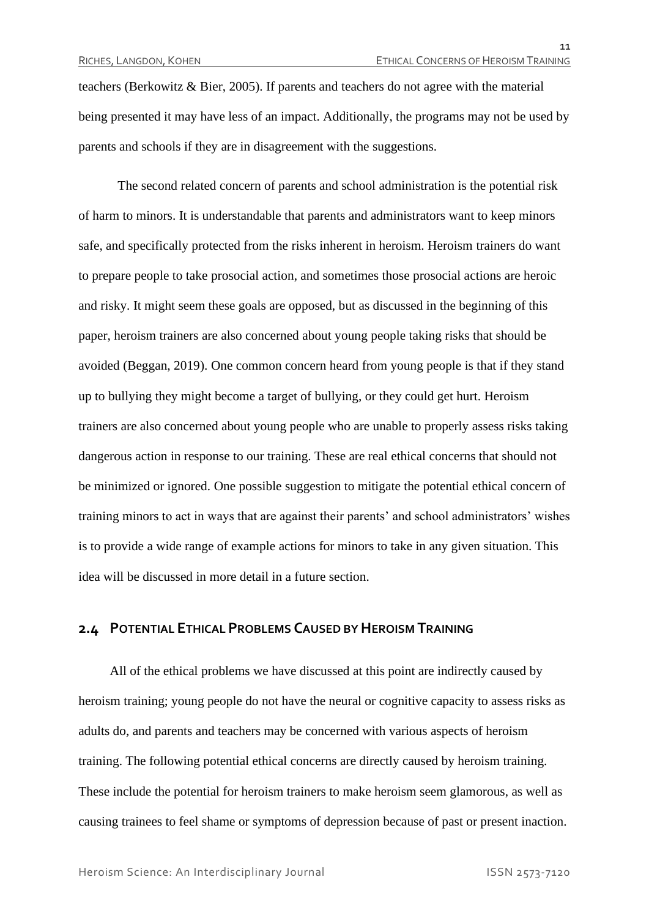teachers (Berkowitz & Bier, 2005). If parents and teachers do not agree with the material being presented it may have less of an impact. Additionally, the programs may not be used by parents and schools if they are in disagreement with the suggestions.

The second related concern of parents and school administration is the potential risk of harm to minors. It is understandable that parents and administrators want to keep minors safe, and specifically protected from the risks inherent in heroism. Heroism trainers do want to prepare people to take prosocial action, and sometimes those prosocial actions are heroic and risky. It might seem these goals are opposed, but as discussed in the beginning of this paper, heroism trainers are also concerned about young people taking risks that should be avoided (Beggan, 2019). One common concern heard from young people is that if they stand up to bullying they might become a target of bullying, or they could get hurt. Heroism trainers are also concerned about young people who are unable to properly assess risks taking dangerous action in response to our training. These are real ethical concerns that should not be minimized or ignored. One possible suggestion to mitigate the potential ethical concern of training minors to act in ways that are against their parents' and school administrators' wishes is to provide a wide range of example actions for minors to take in any given situation. This idea will be discussed in more detail in a future section.

## 2.4 Potential Ethical Problems Caused by Heroism Training

All of the ethical problems we have discussed at this point are indirectly caused by heroism training; young people do not have the neural or cognitive capacity to assess risks as adults do, and parents and teachers may be concerned with various aspects of heroism training. The following potential ethical concerns are directly caused by heroism training. These include the potential for heroism trainers to make heroism seem glamorous, as well as causing trainees to feel shame or symptoms of depression because of past or present inaction.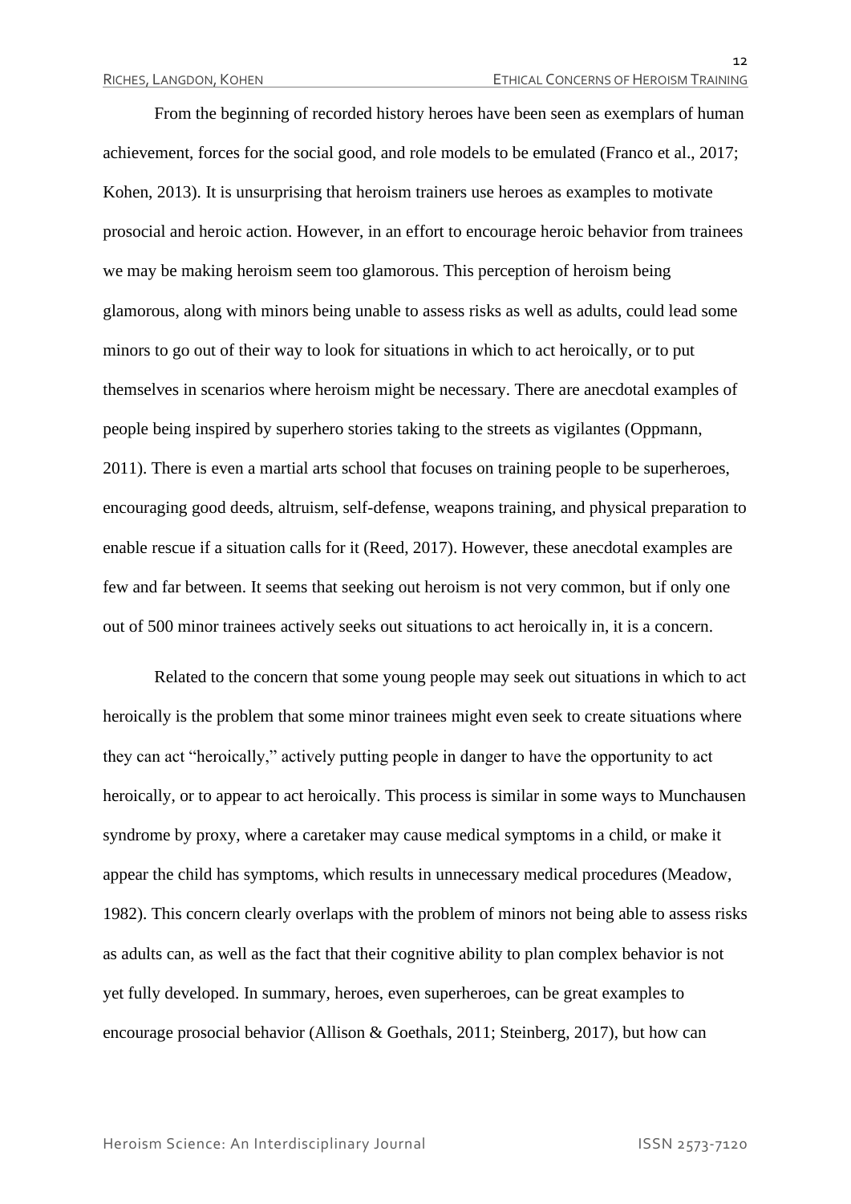From the beginning of recorded history heroes have been seen as exemplars of human achievement, forces for the social good, and role models to be emulated (Franco et al., 2017; Kohen, 2013). It is unsurprising that heroism trainers use heroes as examples to motivate prosocial and heroic action. However, in an effort to encourage heroic behavior from trainees we may be making heroism seem too glamorous. This perception of heroism being glamorous, along with minors being unable to assess risks as well as adults, could lead some minors to go out of their way to look for situations in which to act heroically, or to put themselves in scenarios where heroism might be necessary. There are anecdotal examples of people being inspired by superhero stories taking to the streets as vigilantes (Oppmann, 2011). There is even a martial arts school that focuses on training people to be superheroes, encouraging good deeds, altruism, self-defense, weapons training, and physical preparation to enable rescue if a situation calls for it (Reed, 2017). However, these anecdotal examples are few and far between. It seems that seeking out heroism is not very common, but if only one out of 500 minor trainees actively seeks out situations to act heroically in, it is a concern.

Related to the concern that some young people may seek out situations in which to act heroically is the problem that some minor trainees might even seek to create situations where they can act "heroically," actively putting people in danger to have the opportunity to act heroically, or to appear to act heroically. This process is similar in some ways to Munchausen syndrome by proxy, where a caretaker may cause medical symptoms in a child, or make it appear the child has symptoms, which results in unnecessary medical procedures (Meadow, 1982). This concern clearly overlaps with the problem of minors not being able to assess risks as adults can, as well as the fact that their cognitive ability to plan complex behavior is not yet fully developed. In summary, heroes, even superheroes, can be great examples to encourage prosocial behavior (Allison & Goethals, 2011; Steinberg, 2017), but how can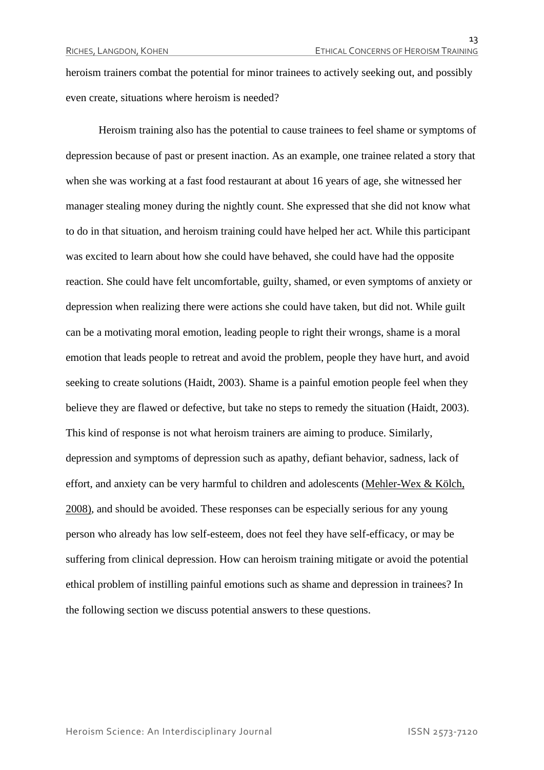heroism trainers combat the potential for minor trainees to actively seeking out, and possibly even create, situations where heroism is needed?

Heroism training also has the potential to cause trainees to feel shame or symptoms of depression because of past or present inaction. As an example, one trainee related a story that when she was working at a fast food restaurant at about 16 years of age, she witnessed her manager stealing money during the nightly count. She expressed that she did not know what to do in that situation, and heroism training could have helped her act. While this participant was excited to learn about how she could have behaved, she could have had the opposite reaction. She could have felt uncomfortable, guilty, shamed, or even symptoms of anxiety or depression when realizing there were actions she could have taken, but did not. While guilt can be a motivating moral emotion, leading people to right their wrongs, shame is a moral emotion that leads people to retreat and avoid the problem, people they have hurt, and avoid seeking to create solutions (Haidt, 2003). Shame is a painful emotion people feel when they believe they are flawed or defective, but take no steps to remedy the situation (Haidt, 2003). This kind of response is not what heroism trainers are aiming to produce. Similarly, depression and symptoms of depression such as apathy, defiant behavior, sadness, lack of effort, and anxiety can be very harmful to children and adolescents (Mehler-Wex & Kölch, 2008), and should be avoided. These responses can be especially serious for any young person who already has low self-esteem, does not feel they have self-efficacy, or may be suffering from clinical depression. How can heroism training mitigate or avoid the potential ethical problem of instilling painful emotions such as shame and depression in trainees? In the following section we discuss potential answers to these questions.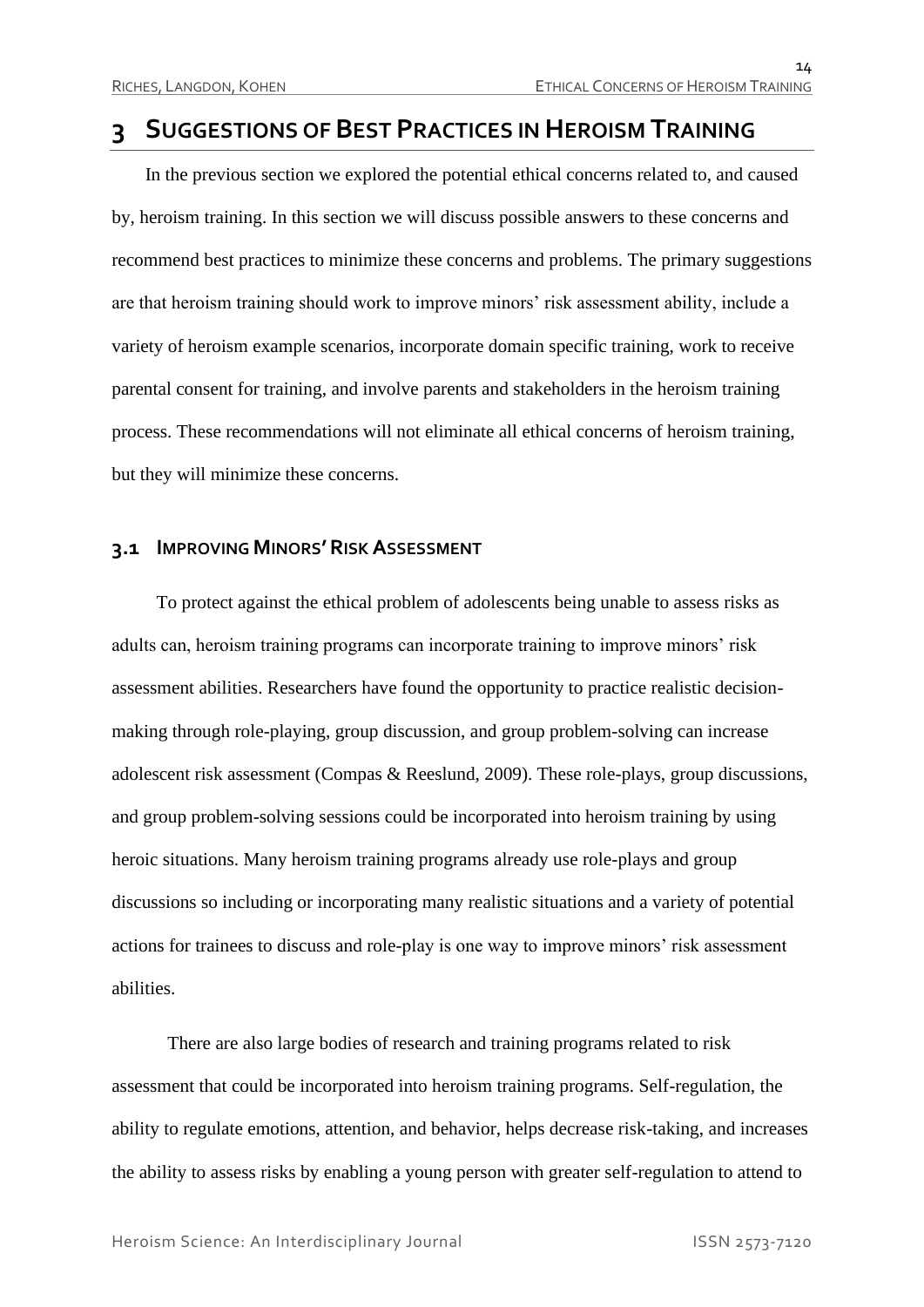# 3 Suggestions of Best Practices in Heroism Training

In the previous section we explored the potential ethical concerns related to, and caused by, heroism training. In this section we will discuss possible answers to these concerns and recommend best practices to minimize these concerns and problems. The primary suggestions are that heroism training should work to improve minors' risk assessment ability, include a variety of heroism example scenarios, incorporate domain specific training, work to receive parental consent for training, and involve parents and stakeholders in the heroism training process. These recommendations will not eliminate all ethical concerns of heroism training, but they will minimize these concerns.

## 3.1 Improving Minors' Risk Assessment

To protect against the ethical problem of adolescents being unable to assess risks as adults can, heroism training programs can incorporate training to improve minors' risk assessment abilities. Researchers have found the opportunity to practice realistic decision-making through role-playing, group discussion, and group problem-solving can increase adolescent risk assessment (Compas & Reeslund, 2009). These role-plays, group discussions, and group problem-solving sessions could be incorporated into heroism training by using heroic situations. Many heroism training programs already use role-plays and group discussions so including or incorporating many realistic situations and a variety of potential actions for trainees to discuss and role-play is one way to improve minors' risk assessment abilities.

There are also large bodies of research and training programs related to risk assessment that could be incorporated into heroism training programs. Self-regulation, the ability to regulate emotions, attention, and behavior, helps decrease risk-taking, and increases the ability to assess risks by enabling a young person with greater self-regulation to attend to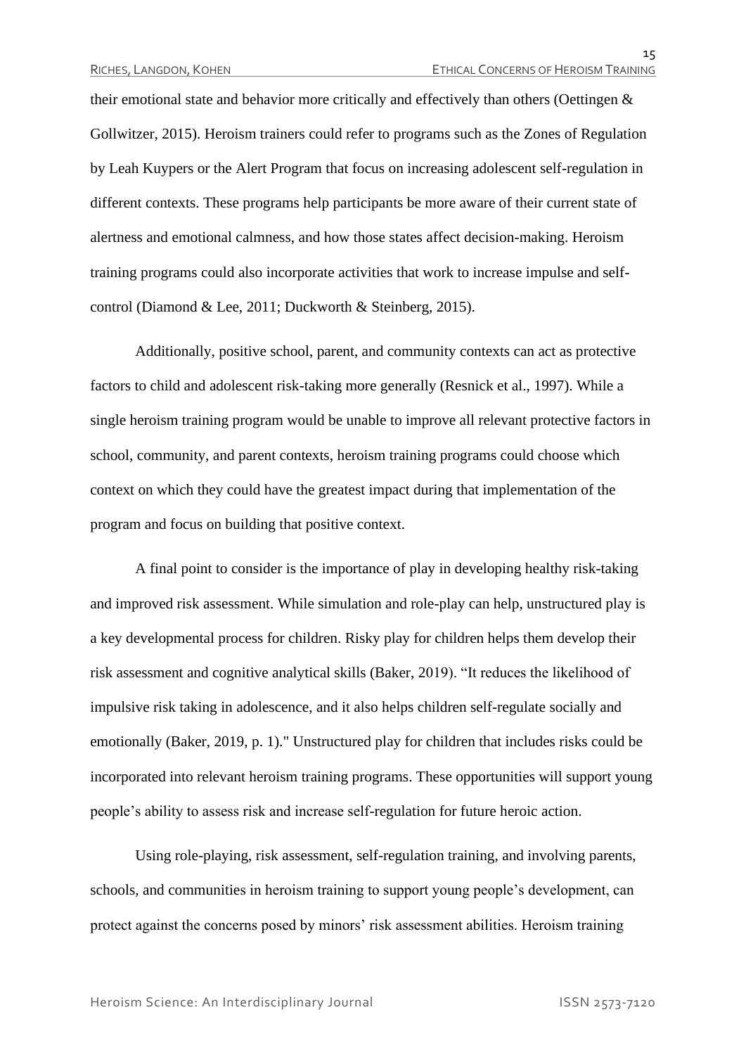their emotional state and behavior more critically and effectively than others (Oettingen & Gollwitzer, 2015). Heroism trainers could refer to programs such as the Zones of Regulation by Leah Kuypers or the Alert Program that focus on increasing adolescent self-regulation in different contexts. These programs help participants be more aware of their current state of alertness and emotional calmness, and how those states affect decision-making. Heroism training programs could also incorporate activities that work to increase impulse and self-control (Diamond & Lee, 2011; Duckworth & Steinberg, 2015).

Additionally, positive school, parent, and community contexts can act as protective factors to child and adolescent risk-taking more generally (Resnick et al., 1997). While a single heroism training program would be unable to improve all relevant protective factors in school, community, and parent contexts, heroism training programs could choose which context on which they could have the greatest impact during that implementation of the program and focus on building that positive context.

A final point to consider is the importance of play in developing healthy risk-taking and improved risk assessment. While simulation and role-play can help, unstructured play is a key developmental process for children. Risky play for children helps them develop their risk assessment and cognitive analytical skills (Baker, 2019). "It reduces the likelihood of impulsive risk taking in adolescence, and it also helps children self-regulate socially and emotionally (Baker, 2019, p. 1)." Unstructured play for children that includes risks could be incorporated into relevant heroism training programs. These opportunities will support young people's ability to assess risk and increase self-regulation for future heroic action.

Using role-playing, risk assessment, self-regulation training, and involving parents, schools, and communities in heroism training to support young people's development, can protect against the concerns posed by minors' risk assessment abilities. Heroism training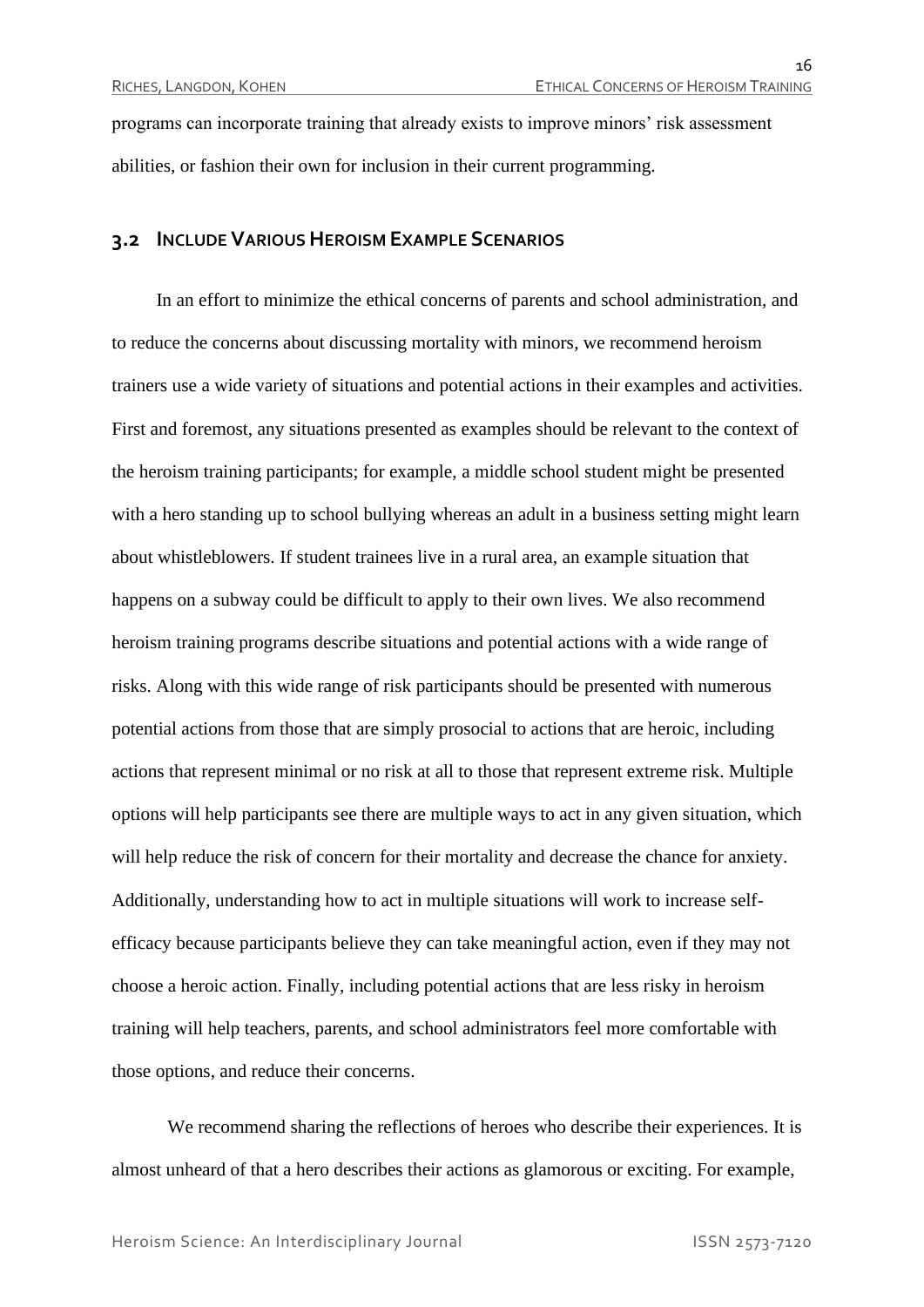programs can incorporate training that already exists to improve minors' risk assessment abilities, or fashion their own for inclusion in their current programming.

## 3.2 Include Various Heroism Example Scenarios

In an effort to minimize the ethical concerns of parents and school administration, and to reduce the concerns about discussing mortality with minors, we recommend heroism trainers use a wide variety of situations and potential actions in their examples and activities. First and foremost, any situations presented as examples should be relevant to the context of the heroism training participants; for example, a middle school student might be presented with a hero standing up to school bullying whereas an adult in a business setting might learn about whistleblowers. If student trainees live in a rural area, an example situation that happens on a subway could be difficult to apply to their own lives. We also recommend heroism training programs describe situations and potential actions with a wide range of risks. Along with this wide range of risk participants should be presented with numerous potential actions from those that are simply prosocial to actions that are heroic, including actions that represent minimal or no risk at all to those that represent extreme risk. Multiple options will help participants see there are multiple ways to act in any given situation, which will help reduce the risk of concern for their mortality and decrease the chance for anxiety. Additionally, understanding how to act in multiple situations will work to increase self-efficacy because participants believe they can take meaningful action, even if they may not choose a heroic action. Finally, including potential actions that are less risky in heroism training will help teachers, parents, and school administrators feel more comfortable with those options, and reduce their concerns.

We recommend sharing the reflections of heroes who describe their experiences. It is almost unheard of that a hero describes their actions as glamorous or exciting. For example,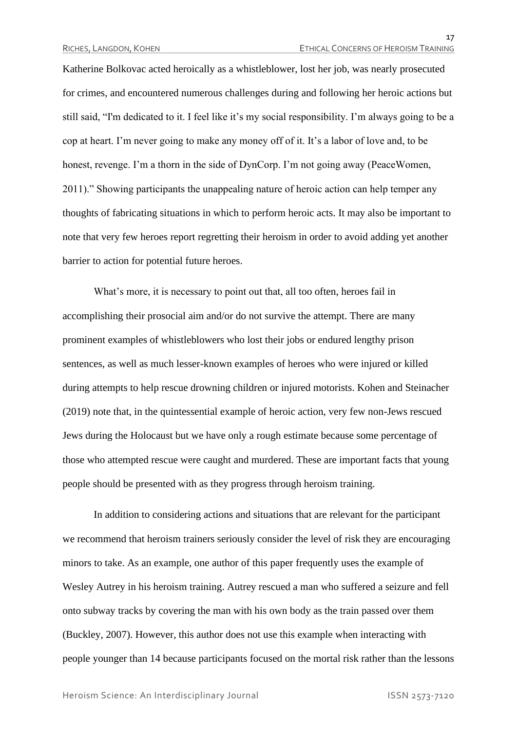Katherine Bolkovac acted heroically as a whistleblower, lost her job, was nearly prosecuted for crimes, and encountered numerous challenges during and following her heroic actions but still said, "I'm dedicated to it. I feel like it's my social responsibility. I'm always going to be a cop at heart. I'm never going to make any money off of it. It's a labor of love and, to be honest, revenge. I'm a thorn in the side of DynCorp. I'm not going away (PeaceWomen, 2011)." Showing participants the unappealing nature of heroic action can help temper any thoughts of fabricating situations in which to perform heroic acts. It may also be important to note that very few heroes report regretting their heroism in order to avoid adding yet another barrier to action for potential future heroes.

What's more, it is necessary to point out that, all too often, heroes fail in accomplishing their prosocial aim and/or do not survive the attempt. There are many prominent examples of whistleblowers who lost their jobs or endured lengthy prison sentences, as well as much lesser-known examples of heroes who were injured or killed during attempts to help rescue drowning children or injured motorists. Kohen and Steinacher (2019) note that, in the quintessential example of heroic action, very few non-Jews rescued Jews during the Holocaust but we have only a rough estimate because some percentage of those who attempted rescue were caught and murdered. These are important facts that young people should be presented with as they progress through heroism training.

In addition to considering actions and situations that are relevant for the participant we recommend that heroism trainers seriously consider the level of risk they are encouraging minors to take. As an example, one author of this paper frequently uses the example of Wesley Autrey in his heroism training. Autrey rescued a man who suffered a seizure and fell onto subway tracks by covering the man with his own body as the train passed over them (Buckley, 2007). However, this author does not use this example when interacting with people younger than 14 because participants focused on the mortal risk rather than the lessons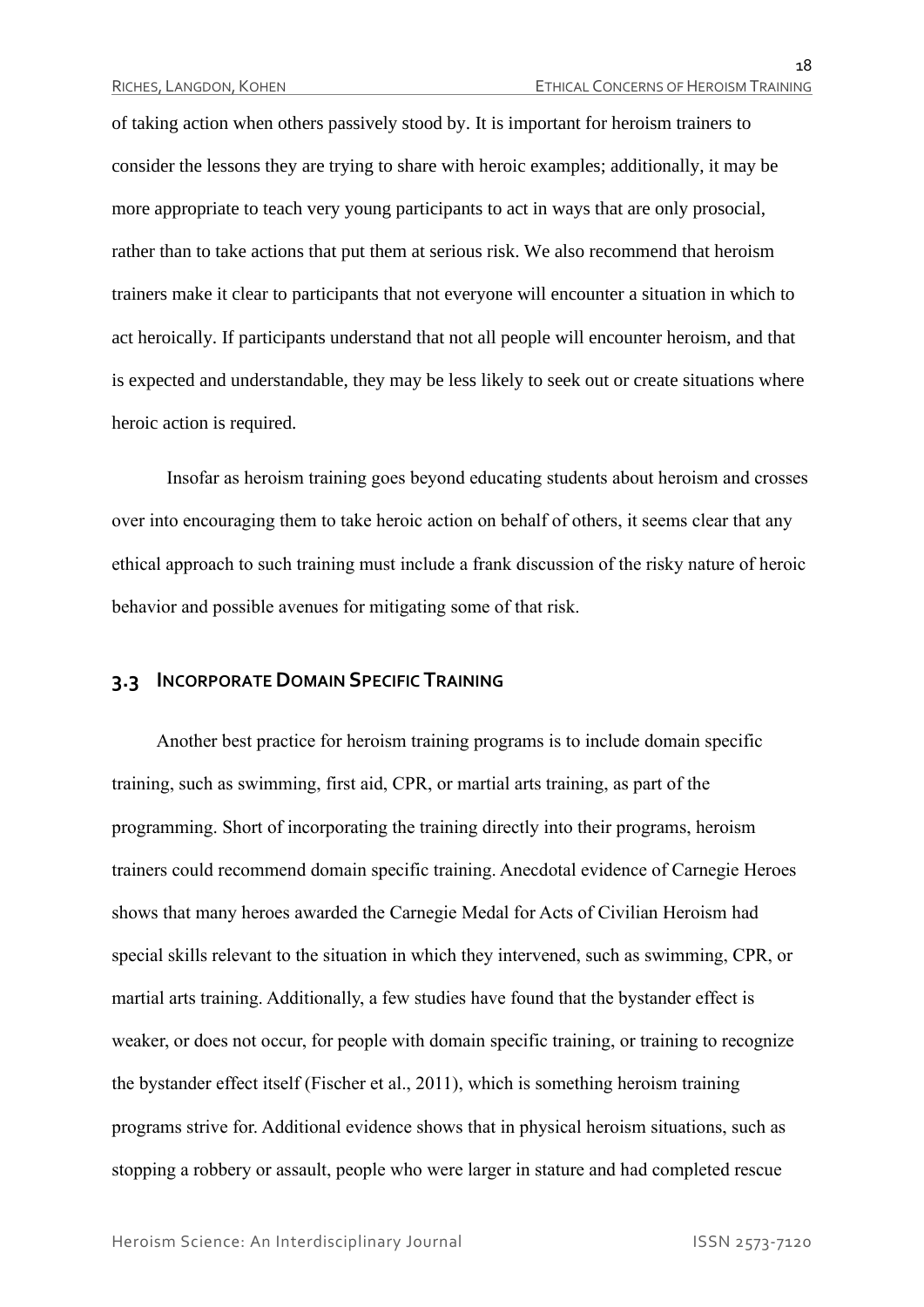of taking action when others passively stood by. It is important for heroism trainers to consider the lessons they are trying to share with heroic examples; additionally, it may be more appropriate to teach very young participants to act in ways that are only prosocial, rather than to take actions that put them at serious risk. We also recommend that heroism trainers make it clear to participants that not everyone will encounter a situation in which to act heroically. If participants understand that not all people will encounter heroism, and that is expected and understandable, they may be less likely to seek out or create situations where heroic action is required.

Insofar as heroism training goes beyond educating students about heroism and crosses over into encouraging them to take heroic action on behalf of others, it seems clear that any ethical approach to such training must include a frank discussion of the risky nature of heroic behavior and possible avenues for mitigating some of that risk.

## 3.3 Incorporate Domain Specific Training

Another best practice for heroism training programs is to include domain specific training, such as swimming, first aid, CPR, or martial arts training, as part of the programming. Short of incorporating the training directly into their programs, heroism trainers could recommend domain specific training. Anecdotal evidence of Carnegie Heroes shows that many heroes awarded the Carnegie Medal for Acts of Civilian Heroism had special skills relevant to the situation in which they intervened, such as swimming, CPR, or martial arts training. Additionally, a few studies have found that the bystander effect is weaker, or does not occur, for people with domain specific training, or training to recognize the bystander effect itself (Fischer et al., 2011), which is something heroism training programs strive for. Additional evidence shows that in physical heroism situations, such as stopping a robbery or assault, people who were larger in stature and had completed rescue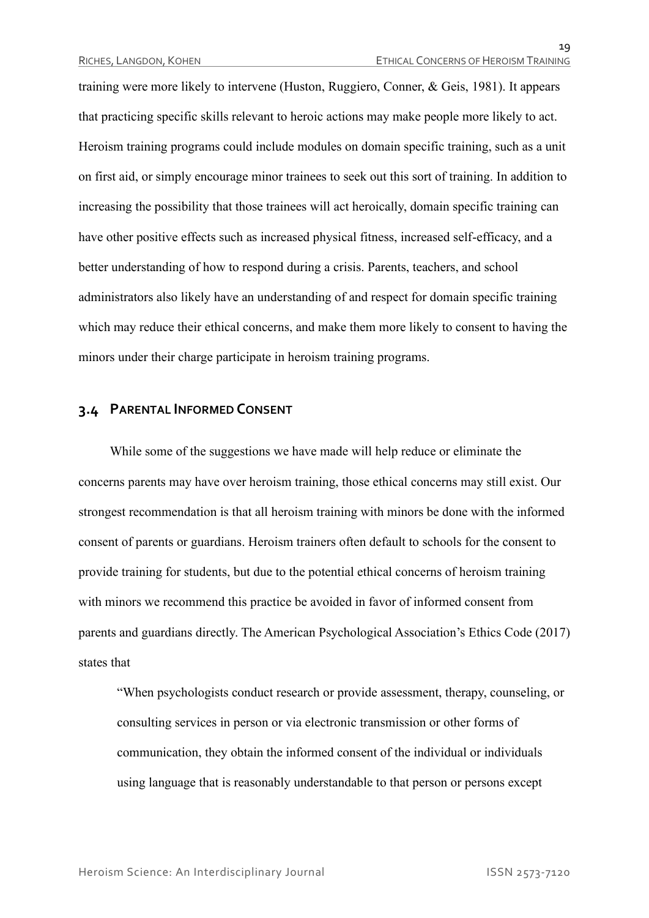training were more likely to intervene (Huston, Ruggiero, Conner, & Geis, 1981). It appears that practicing specific skills relevant to heroic actions may make people more likely to act. Heroism training programs could include modules on domain specific training, such as a unit on first aid, or simply encourage minor trainees to seek out this sort of training. In addition to increasing the possibility that those trainees will act heroically, domain specific training can have other positive effects such as increased physical fitness, increased self-efficacy, and a better understanding of how to respond during a crisis. Parents, teachers, and school administrators also likely have an understanding of and respect for domain specific training which may reduce their ethical concerns, and make them more likely to consent to having the minors under their charge participate in heroism training programs.

## 3.4 Parental Informed Consent

While some of the suggestions we have made will help reduce or eliminate the concerns parents may have over heroism training, those ethical concerns may still exist. Our strongest recommendation is that all heroism training with minors be done with the informed consent of parents or guardians. Heroism trainers often default to schools for the consent to provide training for students, but due to the potential ethical concerns of heroism training with minors we recommend this practice be avoided in favor of informed consent from parents and guardians directly. The American Psychological Association's Ethics Code (2017) states that

> "When psychologists conduct research or provide assessment, therapy, counseling, or consulting services in person or via electronic transmission or other forms of communication, they obtain the informed consent of the individual or individuals using language that is reasonably understandable to that person or persons except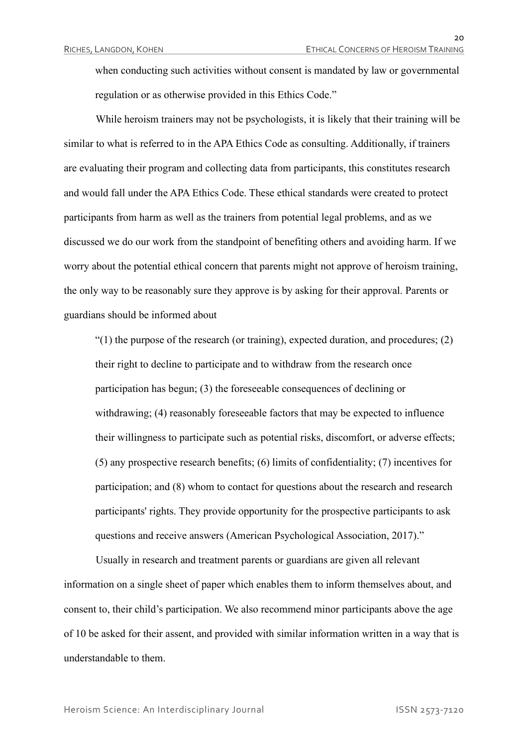when conducting such activities without consent is mandated by law or governmental regulation or as otherwise provided in this Ethics Code."

While heroism trainers may not be psychologists, it is likely that their training will be similar to what is referred to in the APA Ethics Code as consulting. Additionally, if trainers are evaluating their program and collecting data from participants, this constitutes research and would fall under the APA Ethics Code. These ethical standards were created to protect participants from harm as well as the trainers from potential legal problems, and as we discussed we do our work from the standpoint of benefiting others and avoiding harm. If we worry about the potential ethical concern that parents might not approve of heroism training, the only way to be reasonably sure they approve is by asking for their approval. Parents or guardians should be informed about

> "(1) the purpose of the research (or training), expected duration, and procedures; (2) their right to decline to participate and to withdraw from the research once participation has begun; (3) the foreseeable consequences of declining or withdrawing; (4) reasonably foreseeable factors that may be expected to influence their willingness to participate such as potential risks, discomfort, or adverse effects; (5) any prospective research benefits; (6) limits of confidentiality; (7) incentives for participation; and (8) whom to contact for questions about the research and research participants' rights. They provide opportunity for the prospective participants to ask questions and receive answers (American Psychological Association, 2017)."

Usually in research and treatment parents or guardians are given all relevant information on a single sheet of paper which enables them to inform themselves about, and consent to, their child's participation. We also recommend minor participants above the age of 10 be asked for their assent, and provided with similar information written in a way that is understandable to them.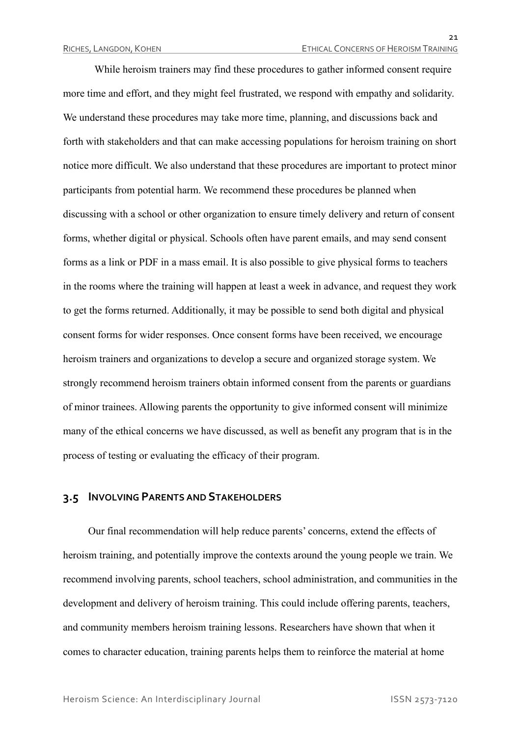While heroism trainers may find these procedures to gather informed consent require more time and effort, and they might feel frustrated, we respond with empathy and solidarity. We understand these procedures may take more time, planning, and discussions back and forth with stakeholders and that can make accessing populations for heroism training on short notice more difficult. We also understand that these procedures are important to protect minor participants from potential harm. We recommend these procedures be planned when discussing with a school or other organization to ensure timely delivery and return of consent forms, whether digital or physical. Schools often have parent emails, and may send consent forms as a link or PDF in a mass email. It is also possible to give physical forms to teachers in the rooms where the training will happen at least a week in advance, and request they work to get the forms returned. Additionally, it may be possible to send both digital and physical consent forms for wider responses. Once consent forms have been received, we encourage heroism trainers and organizations to develop a secure and organized storage system. We strongly recommend heroism trainers obtain informed consent from the parents or guardians of minor trainees. Allowing parents the opportunity to give informed consent will minimize many of the ethical concerns we have discussed, as well as benefit any program that is in the process of testing or evaluating the efficacy of their program.

### 3.5 Involving Parents and Stakeholders

Our final recommendation will help reduce parents' concerns, extend the effects of heroism training, and potentially improve the contexts around the young people we train. We recommend involving parents, school teachers, school administration, and communities in the development and delivery of heroism training. This could include offering parents, teachers, and community members heroism training lessons. Researchers have shown that when it comes to character education, training parents helps them to reinforce the material at home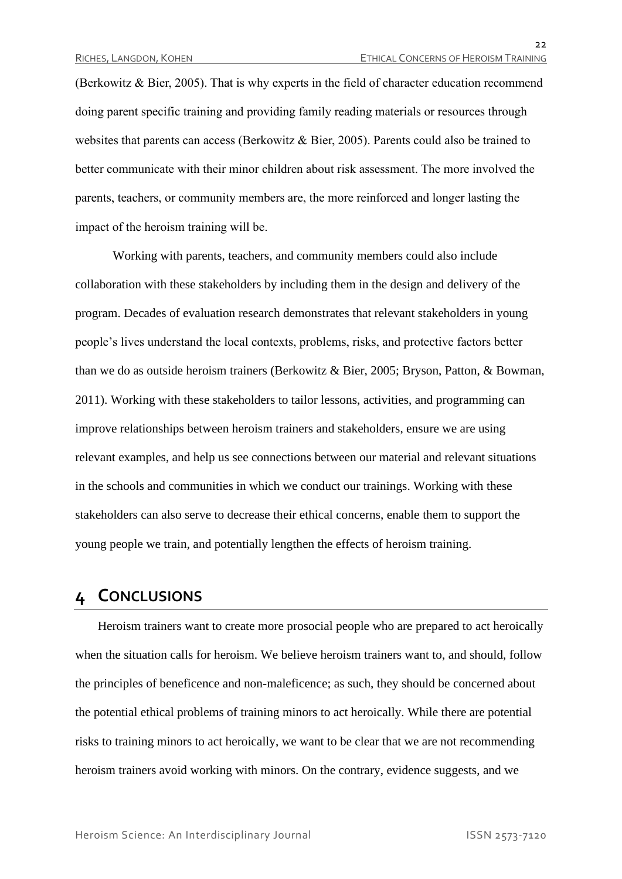(Berkowitz & Bier, 2005). That is why experts in the field of character education recommend doing parent specific training and providing family reading materials or resources through websites that parents can access (Berkowitz & Bier, 2005). Parents could also be trained to better communicate with their minor children about risk assessment. The more involved the parents, teachers, or community members are, the more reinforced and longer lasting the impact of the heroism training will be.

Working with parents, teachers, and community members could also include collaboration with these stakeholders by including them in the design and delivery of the program. Decades of evaluation research demonstrates that relevant stakeholders in young people's lives understand the local contexts, problems, risks, and protective factors better than we do as outside heroism trainers (Berkowitz & Bier, 2005; Bryson, Patton, & Bowman, 2011). Working with these stakeholders to tailor lessons, activities, and programming can improve relationships between heroism trainers and stakeholders, ensure we are using relevant examples, and help us see connections between our material and relevant situations in the schools and communities in which we conduct our trainings. Working with these stakeholders can also serve to decrease their ethical concerns, enable them to support the young people we train, and potentially lengthen the effects of heroism training.

# 4 Conclusions

Heroism trainers want to create more prosocial people who are prepared to act heroically when the situation calls for heroism. We believe heroism trainers want to, and should, follow the principles of beneficence and non-maleficence; as such, they should be concerned about the potential ethical problems of training minors to act heroically. While there are potential risks to training minors to act heroically, we want to be clear that we are not recommending heroism trainers avoid working with minors. On the contrary, evidence suggests, and we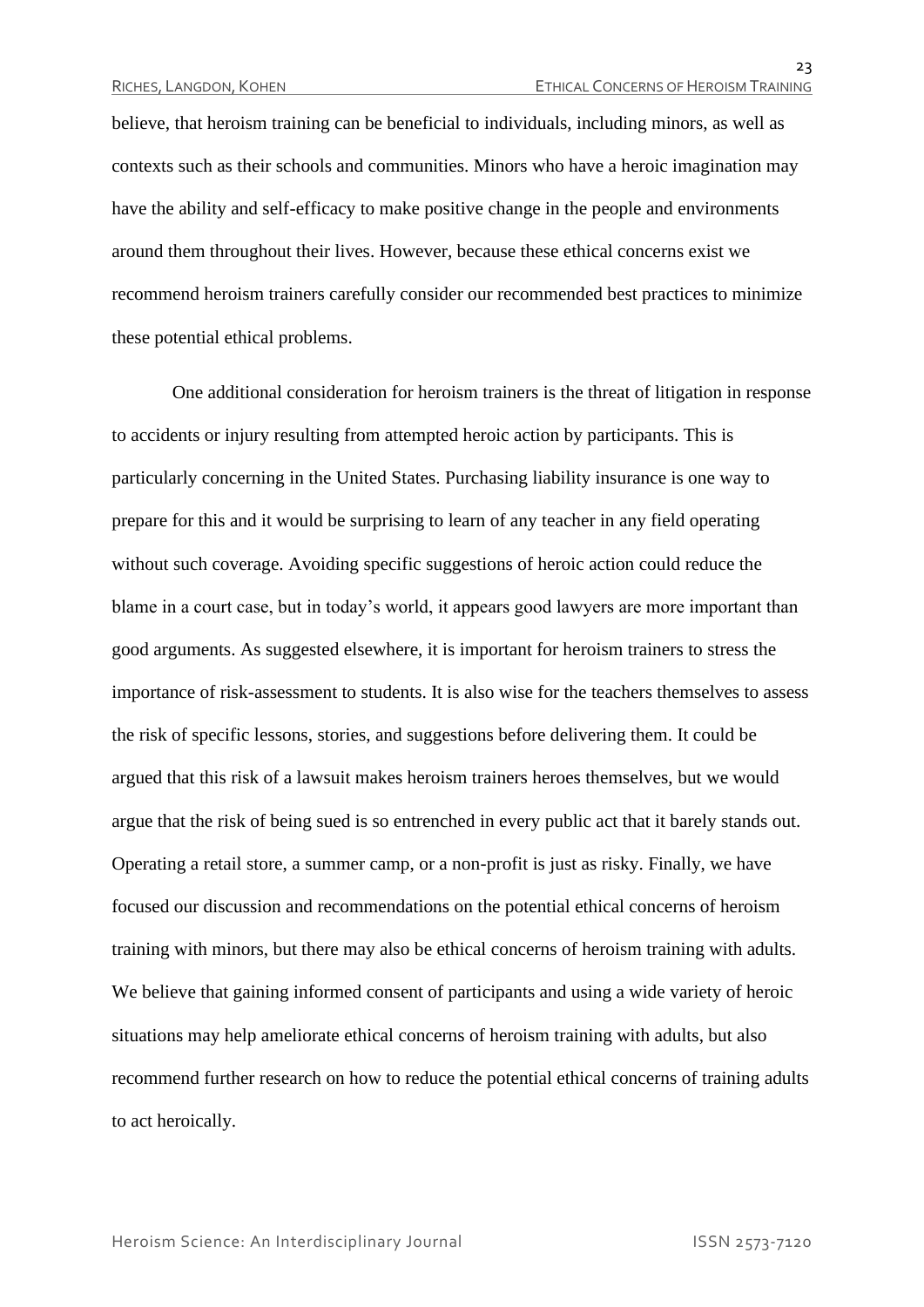believe, that heroism training can be beneficial to individuals, including minors, as well as contexts such as their schools and communities. Minors who have a heroic imagination may have the ability and self-efficacy to make positive change in the people and environments around them throughout their lives. However, because these ethical concerns exist we recommend heroism trainers carefully consider our recommended best practices to minimize these potential ethical problems.

One additional consideration for heroism trainers is the threat of litigation in response to accidents or injury resulting from attempted heroic action by participants. This is particularly concerning in the United States. Purchasing liability insurance is one way to prepare for this and it would be surprising to learn of any teacher in any field operating without such coverage. Avoiding specific suggestions of heroic action could reduce the blame in a court case, but in today's world, it appears good lawyers are more important than good arguments. As suggested elsewhere, it is important for heroism trainers to stress the importance of risk-assessment to students. It is also wise for the teachers themselves to assess the risk of specific lessons, stories, and suggestions before delivering them. It could be argued that this risk of a lawsuit makes heroism trainers heroes themselves, but we would argue that the risk of being sued is so entrenched in every public act that it barely stands out. Operating a retail store, a summer camp, or a non-profit is just as risky. Finally, we have focused our discussion and recommendations on the potential ethical concerns of heroism training with minors, but there may also be ethical concerns of heroism training with adults. We believe that gaining informed consent of participants and using a wide variety of heroic situations may help ameliorate ethical concerns of heroism training with adults, but also recommend further research on how to reduce the potential ethical concerns of training adults to act heroically.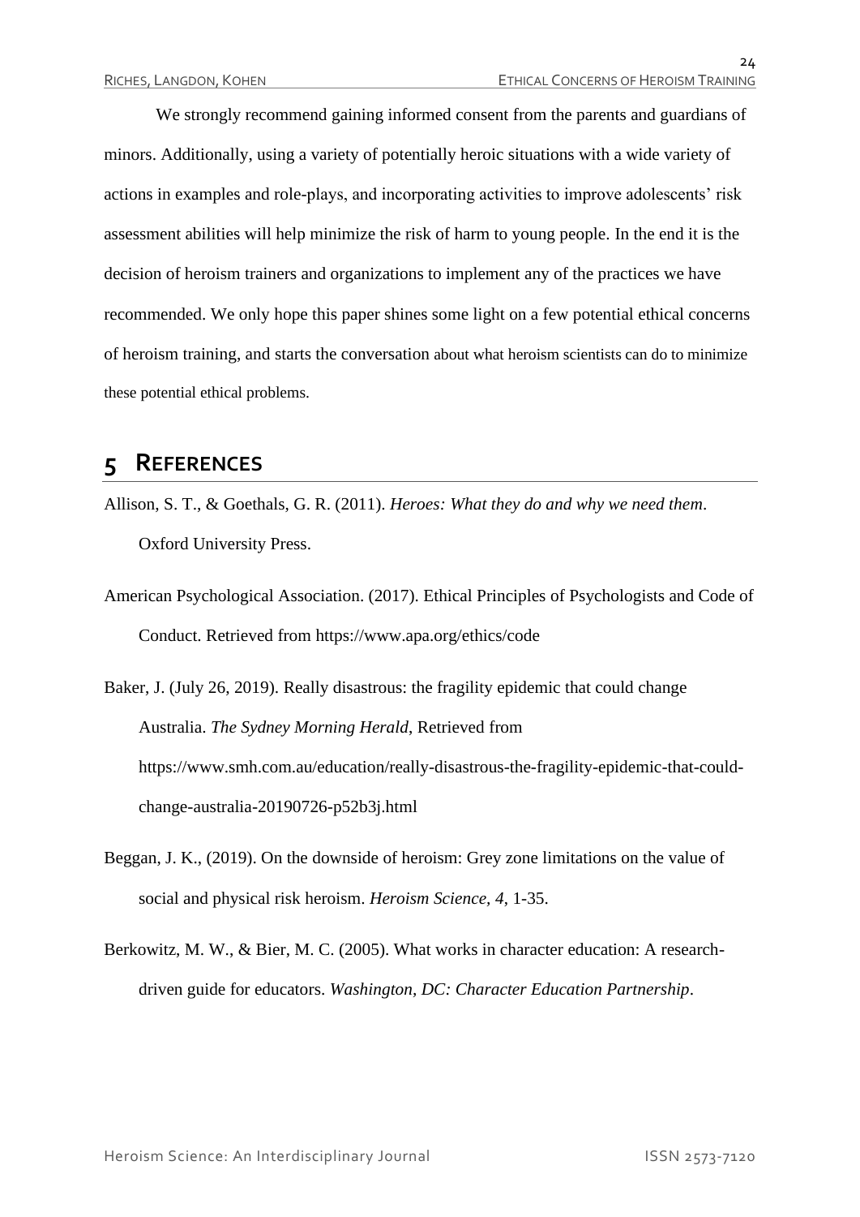We strongly recommend gaining informed consent from the parents and guardians of minors. Additionally, using a variety of potentially heroic situations with a wide variety of actions in examples and role-plays, and incorporating activities to improve adolescents' risk assessment abilities will help minimize the risk of harm to young people. In the end it is the decision of heroism trainers and organizations to implement any of the practices we have recommended. We only hope this paper shines some light on a few potential ethical concerns of heroism training, and starts the conversation about what heroism scientists can do to minimize these potential ethical problems.

# 5 References

Allison, S. T., & Goethals, G. R. (2011). *Heroes: What they do and why we need them*. Oxford University Press.

American Psychological Association. (2017). Ethical Principles of Psychologists and Code of Conduct. Retrieved from https://www.apa.org/ethics/code

Baker, J. (July 26, 2019). Really disastrous: the fragility epidemic that could change Australia. *The Sydney Morning Herald*, Retrieved from https://www.smh.com.au/education/really-disastrous-the-fragility-epidemic-that-could-change-australia-20190726-p52b3j.html

Beggan, J. K., (2019). On the downside of heroism: Grey zone limitations on the value of social and physical risk heroism. *Heroism Science, 4*, 1-35.

Berkowitz, M. W., & Bier, M. C. (2005). What works in character education: A research-driven guide for educators. *Washington, DC: Character Education Partnership*.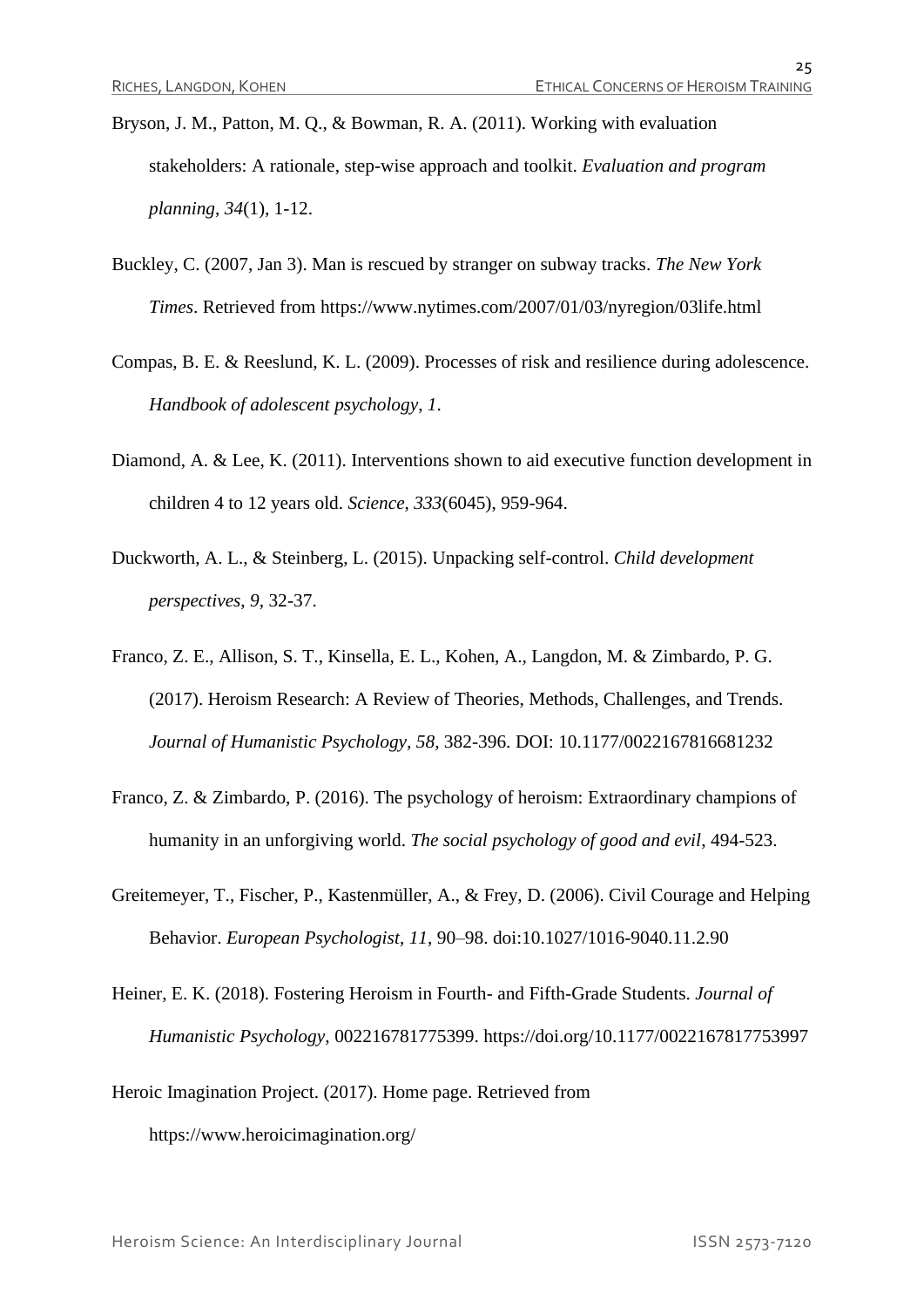Bryson, J. M., Patton, M. Q., & Bowman, R. A. (2011). Working with evaluation stakeholders: A rationale, step-wise approach and toolkit. *Evaluation and program planning*, *34*(1), 1-12.

Buckley, C. (2007, Jan 3). Man is rescued by stranger on subway tracks. *The New York Times*. Retrieved from https://www.nytimes.com/2007/01/03/nyregion/03life.html

Compas, B. E. & Reeslund, K. L. (2009). Processes of risk and resilience during adolescence. *Handbook of adolescent psychology*, *1*.

Diamond, A. & Lee, K. (2011). Interventions shown to aid executive function development in children 4 to 12 years old. *Science*, *333*(6045), 959-964.

Duckworth, A. L., & Steinberg, L. (2015). Unpacking self-control. *Child development perspectives*, *9*, 32-37.

Franco, Z. E., Allison, S. T., Kinsella, E. L., Kohen, A., Langdon, M. & Zimbardo, P. G. (2017). Heroism Research: A Review of Theories, Methods, Challenges, and Trends. *Journal of Humanistic Psychology*, *58*, 382-396. DOI: 10.1177/0022167816681232

Franco, Z. & Zimbardo, P. (2016). The psychology of heroism: Extraordinary champions of humanity in an unforgiving world. *The social psychology of good and evil*, 494-523.

Greitemeyer, T., Fischer, P., Kastenmüller, A., & Frey, D. (2006). Civil Courage and Helping Behavior. *European Psychologist*, *11*, 90–98. doi:10.1027/1016-9040.11.2.90

Heiner, E. K. (2018). Fostering Heroism in Fourth- and Fifth-Grade Students. *Journal of Humanistic Psychology*, 002216781775399. https://doi.org/10.1177/0022167817753997

Heroic Imagination Project. (2017). Home page. Retrieved from https://www.heroicimagination.org/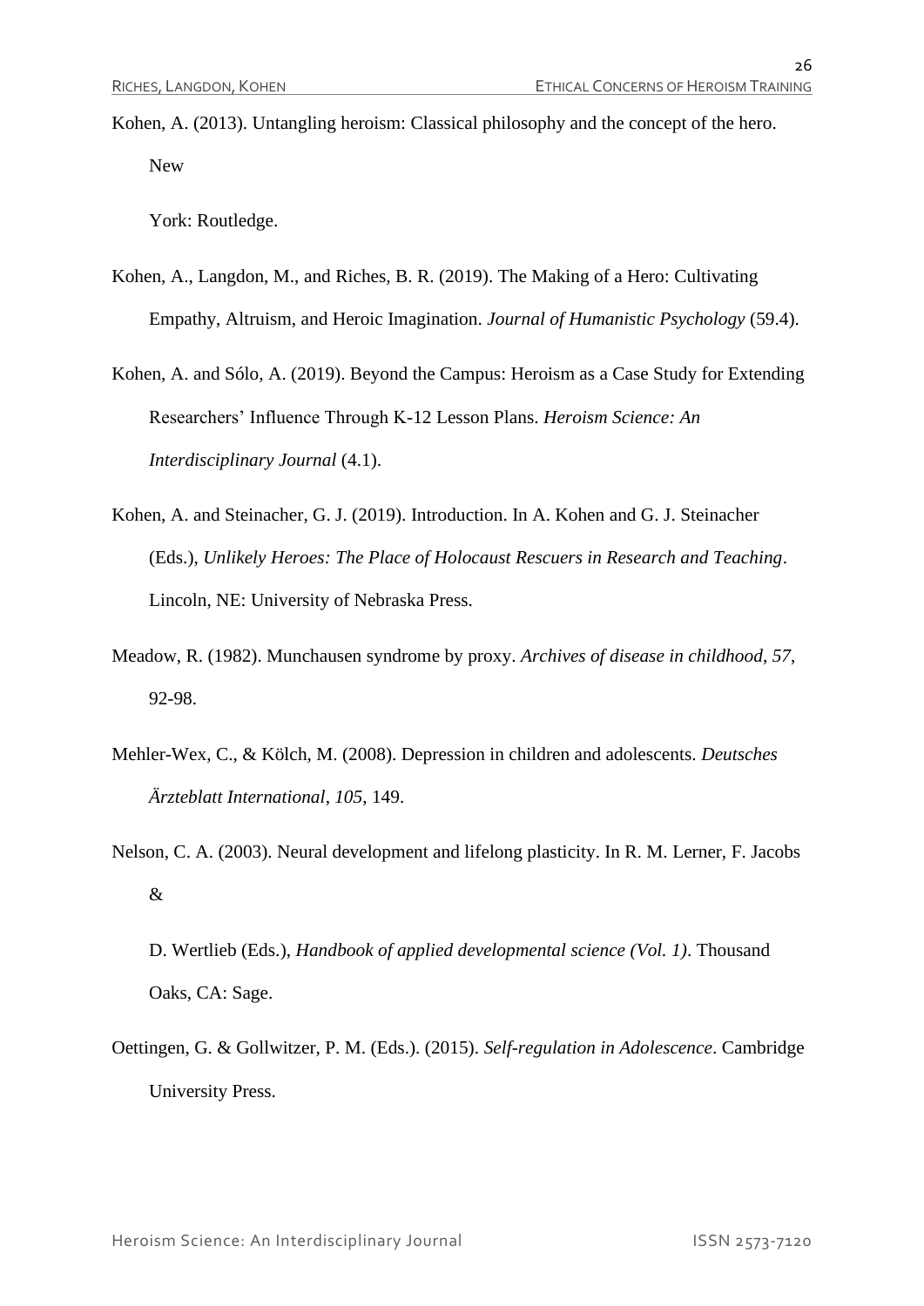Kohen, A. (2013). Untangling heroism: Classical philosophy and the concept of the hero. New York: Routledge.

Kohen, A., Langdon, M., and Riches, B. R. (2019). The Making of a Hero: Cultivating Empathy, Altruism, and Heroic Imagination. *Journal of Humanistic Psychology* (59.4).

Kohen, A. and Sólo, A. (2019). Beyond the Campus: Heroism as a Case Study for Extending Researchers' Influence Through K-12 Lesson Plans. *Heroism Science: An Interdisciplinary Journal* (4.1).

Kohen, A. and Steinacher, G. J. (2019). Introduction. In A. Kohen and G. J. Steinacher (Eds.), *Unlikely Heroes: The Place of Holocaust Rescuers in Research and Teaching*. Lincoln, NE: University of Nebraska Press.

Meadow, R. (1982). Munchausen syndrome by proxy. *Archives of disease in childhood*, *57*, 92-98.

Mehler-Wex, C., & Kölch, M. (2008). Depression in children and adolescents. *Deutsches Ärzteblatt International*, *105*, 149.

Nelson, C. A. (2003). Neural development and lifelong plasticity. In R. M. Lerner, F. Jacobs & D. Wertlieb (Eds.), *Handbook of applied developmental science (Vol. 1)*. Thousand Oaks, CA: Sage.

Oettingen, G. & Gollwitzer, P. M. (Eds.). (2015). *Self-regulation in Adolescence*. Cambridge University Press.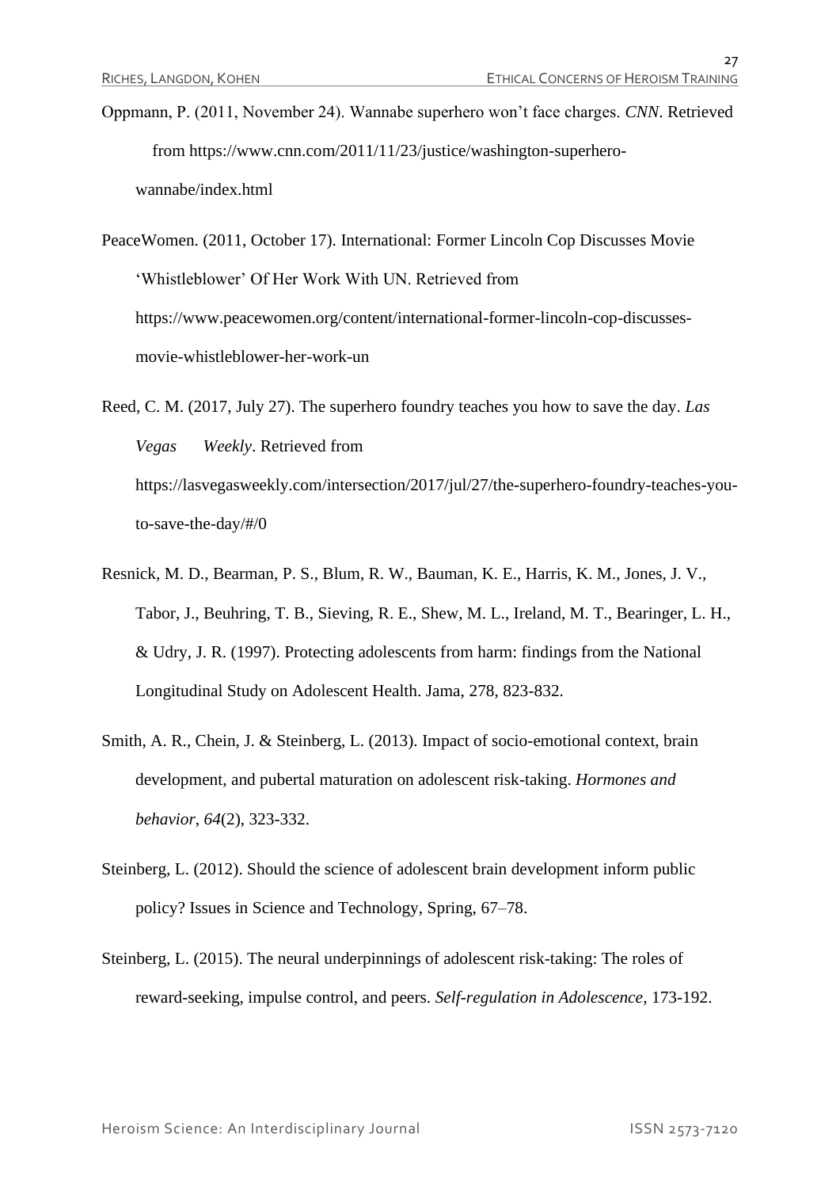Oppmann, P. (2011, November 24). Wannabe superhero won't face charges. *CNN*. Retrieved from https://www.cnn.com/2011/11/23/justice/washington-superhero-wannabe/index.html

PeaceWomen. (2011, October 17). International: Former Lincoln Cop Discusses Movie 'Whistleblower' Of Her Work With UN. Retrieved from https://www.peacewomen.org/content/international-former-lincoln-cop-discusses-movie-whistleblower-her-work-un

Reed, C. M. (2017, July 27). The superhero foundry teaches you how to save the day. *Las Vegas Weekly*. Retrieved from https://lasvegasweekly.com/intersection/2017/jul/27/the-superhero-foundry-teaches-you-to-save-the-day/#/0

Resnick, M. D., Bearman, P. S., Blum, R. W., Bauman, K. E., Harris, K. M., Jones, J. V., Tabor, J., Beuhring, T. B., Sieving, R. E., Shew, M. L., Ireland, M. T., Bearinger, L. H., & Udry, J. R. (1997). Protecting adolescents from harm: findings from the National Longitudinal Study on Adolescent Health. Jama, 278, 823-832.

Smith, A. R., Chein, J. & Steinberg, L. (2013). Impact of socio-emotional context, brain development, and pubertal maturation on adolescent risk-taking. *Hormones and behavior*, *64*(2), 323-332.

Steinberg, L. (2012). Should the science of adolescent brain development inform public policy? Issues in Science and Technology, Spring, 67–78.

Steinberg, L. (2015). The neural underpinnings of adolescent risk-taking: The roles of reward-seeking, impulse control, and peers. *Self-regulation in Adolescence*, 173-192.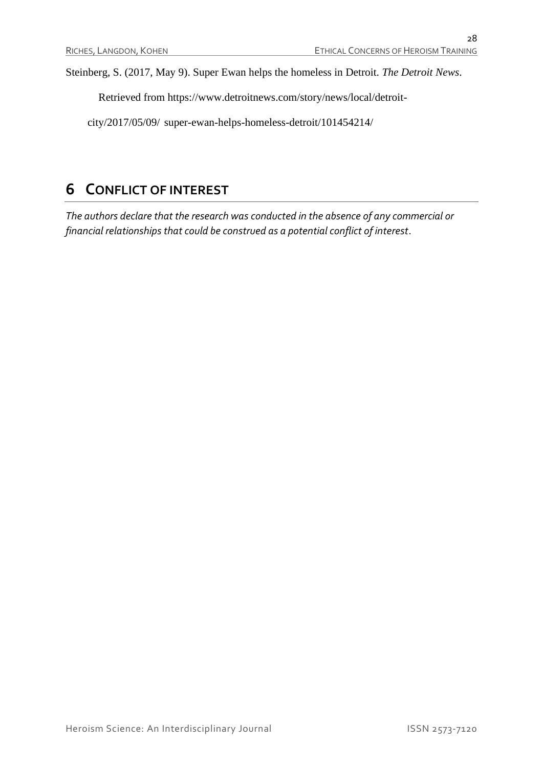Steinberg, S. (2017, May 9). Super Ewan helps the homeless in Detroit. *The Detroit News*. Retrieved from https://www.detroitnews.com/story/news/local/detroit-city/2017/05/09/ super-ewan-helps-homeless-detroit/101454214/

# 6 CONFLICT OF INTEREST

*The authors declare that the research was conducted in the absence of any commercial or financial relationships that could be construed as a potential conflict of interest*.